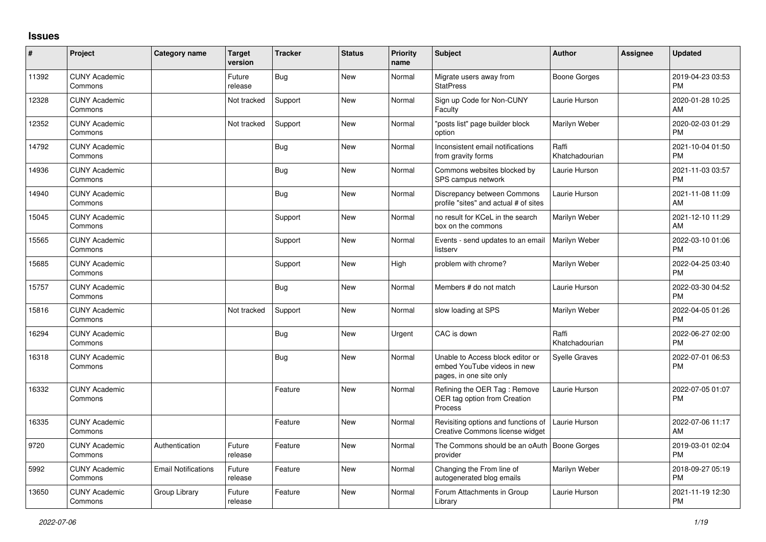# Issues

| # | Project | Category name | Target version | Tracker | Status | Priority name | Subject | Author | Assignee | Updated |
|---|---|---|---|---|---|---|---|---|---|---|
| 11392 | CUNY Academic Commons | | Future release | Bug | New | Normal | Migrate users away from StatPress | Boone Gorges | | 2019-04-23 03:53 PM |
| 12328 | CUNY Academic Commons | | Not tracked | Support | New | Normal | Sign up Code for Non-CUNY Faculty | Laurie Hurson | | 2020-01-28 10:25 AM |
| 12352 | CUNY Academic Commons | | Not tracked | Support | New | Normal | "posts list" page builder block option | Marilyn Weber | | 2020-02-03 01:29 PM |
| 14792 | CUNY Academic Commons | | | Bug | New | Normal | Inconsistent email notifications from gravity forms | Raffi Khatchadourian | | 2021-10-04 01:50 PM |
| 14936 | CUNY Academic Commons | | | Bug | New | Normal | Commons websites blocked by SPS campus network | Laurie Hurson | | 2021-11-03 03:57 PM |
| 14940 | CUNY Academic Commons | | | Bug | New | Normal | Discrepancy between Commons profile "sites" and actual # of sites | Laurie Hurson | | 2021-11-08 11:09 AM |
| 15045 | CUNY Academic Commons | | | Support | New | Normal | no result for KCeL in the search box on the commons | Marilyn Weber | | 2021-12-10 11:29 AM |
| 15565 | CUNY Academic Commons | | | Support | New | Normal | Events - send updates to an email listserv | Marilyn Weber | | 2022-03-10 01:06 PM |
| 15685 | CUNY Academic Commons | | | Support | New | High | problem with chrome? | Marilyn Weber | | 2022-04-25 03:40 PM |
| 15757 | CUNY Academic Commons | | | Bug | New | Normal | Members # do not match | Laurie Hurson | | 2022-03-30 04:52 PM |
| 15816 | CUNY Academic Commons | | Not tracked | Support | New | Normal | slow loading at SPS | Marilyn Weber | | 2022-04-05 01:26 PM |
| 16294 | CUNY Academic Commons | | | Bug | New | Urgent | CAC is down | Raffi Khatchadourian | | 2022-06-27 02:00 PM |
| 16318 | CUNY Academic Commons | | | Bug | New | Normal | Unable to Access block editor or embed YouTube videos in new pages, in one site only | Syelle Graves | | 2022-07-01 06:53 PM |
| 16332 | CUNY Academic Commons | | | Feature | New | Normal | Refining the OER Tag : Remove OER tag option from Creation Process | Laurie Hurson | | 2022-07-05 01:07 PM |
| 16335 | CUNY Academic Commons | | | Feature | New | Normal | Revisiting options and functions of Creative Commons license widget | Laurie Hurson | | 2022-07-06 11:17 AM |
| 9720 | CUNY Academic Commons | Authentication | Future release | Feature | New | Normal | The Commons should be an oAuth provider | Boone Gorges | | 2019-03-01 02:04 PM |
| 5992 | CUNY Academic Commons | Email Notifications | Future release | Feature | New | Normal | Changing the From line of autogenerated blog emails | Marilyn Weber | | 2018-09-27 05:19 PM |
| 13650 | CUNY Academic Commons | Group Library | Future release | Feature | New | Normal | Forum Attachments in Group Library | Laurie Hurson | | 2021-11-19 12:30 PM |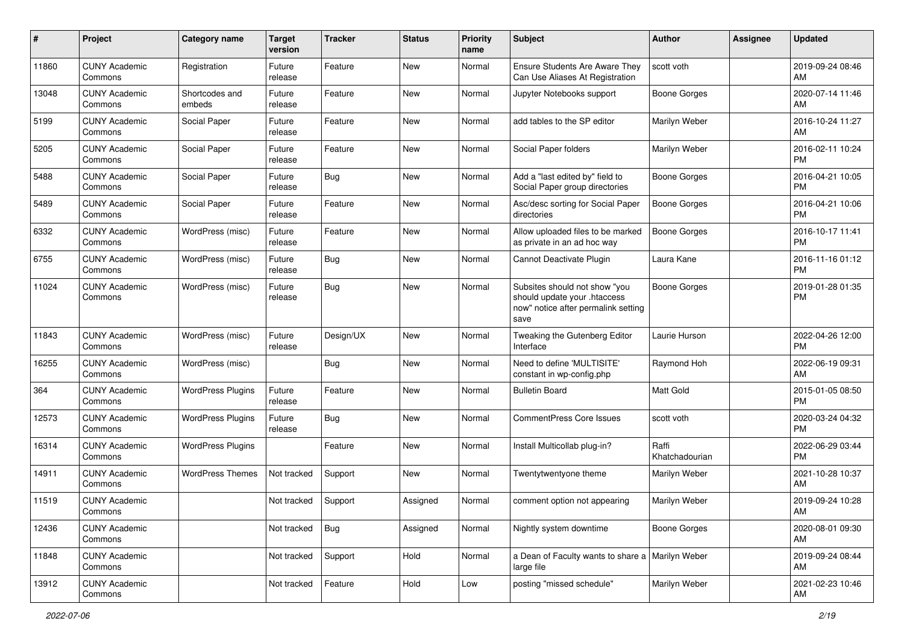| # | Project | Category name | Target version | Tracker | Status | Priority name | Subject | Author | Assignee | Updated |
|---|---|---|---|---|---|---|---|---|---|---|
| 11860 | CUNY Academic Commons | Registration | Future release | Feature | New | Normal | Ensure Students Are Aware They Can Use Aliases At Registration | scott voth | | 2019-09-24 08:46 AM |
| 13048 | CUNY Academic Commons | Shortcodes and embeds | Future release | Feature | New | Normal | Jupyter Notebooks support | Boone Gorges | | 2020-07-14 11:46 AM |
| 5199 | CUNY Academic Commons | Social Paper | Future release | Feature | New | Normal | add tables to the SP editor | Marilyn Weber | | 2016-10-24 11:27 AM |
| 5205 | CUNY Academic Commons | Social Paper | Future release | Feature | New | Normal | Social Paper folders | Marilyn Weber | | 2016-02-11 10:24 PM |
| 5488 | CUNY Academic Commons | Social Paper | Future release | Bug | New | Normal | Add a "last edited by" field to Social Paper group directories | Boone Gorges | | 2016-04-21 10:05 PM |
| 5489 | CUNY Academic Commons | Social Paper | Future release | Feature | New | Normal | Asc/desc sorting for Social Paper directories | Boone Gorges | | 2016-04-21 10:06 PM |
| 6332 | CUNY Academic Commons | WordPress (misc) | Future release | Feature | New | Normal | Allow uploaded files to be marked as private in an ad hoc way | Boone Gorges | | 2016-10-17 11:41 PM |
| 6755 | CUNY Academic Commons | WordPress (misc) | Future release | Bug | New | Normal | Cannot Deactivate Plugin | Laura Kane | | 2016-11-16 01:12 PM |
| 11024 | CUNY Academic Commons | WordPress (misc) | Future release | Bug | New | Normal | Subsites should not show "you should update your .htaccess now" notice after permalink setting save | Boone Gorges | | 2019-01-28 01:35 PM |
| 11843 | CUNY Academic Commons | WordPress (misc) | Future release | Design/UX | New | Normal | Tweaking the Gutenberg Editor Interface | Laurie Hurson | | 2022-04-26 12:00 PM |
| 16255 | CUNY Academic Commons | WordPress (misc) | | Bug | New | Normal | Need to define 'MULTISITE' constant in wp-config.php | Raymond Hoh | | 2022-06-19 09:31 AM |
| 364 | CUNY Academic Commons | WordPress Plugins | Future release | Feature | New | Normal | Bulletin Board | Matt Gold | | 2015-01-05 08:50 PM |
| 12573 | CUNY Academic Commons | WordPress Plugins | Future release | Bug | New | Normal | CommentPress Core Issues | scott voth | | 2020-03-24 04:32 PM |
| 16314 | CUNY Academic Commons | WordPress Plugins | | Feature | New | Normal | Install Multicollab plug-in? | Raffi Khatchadourian | | 2022-06-29 03:44 PM |
| 14911 | CUNY Academic Commons | WordPress Themes | Not tracked | Support | New | Normal | Twentytwentyone theme | Marilyn Weber | | 2021-10-28 10:37 AM |
| 11519 | CUNY Academic Commons | | Not tracked | Support | Assigned | Normal | comment option not appearing | Marilyn Weber | | 2019-09-24 10:28 AM |
| 12436 | CUNY Academic Commons | | Not tracked | Bug | Assigned | Normal | Nightly system downtime | Boone Gorges | | 2020-08-01 09:30 AM |
| 11848 | CUNY Academic Commons | | Not tracked | Support | Hold | Normal | a Dean of Faculty wants to share a large file | Marilyn Weber | | 2019-09-24 08:44 AM |
| 13912 | CUNY Academic Commons | | Not tracked | Feature | Hold | Low | posting "missed schedule" | Marilyn Weber | | 2021-02-23 10:46 AM |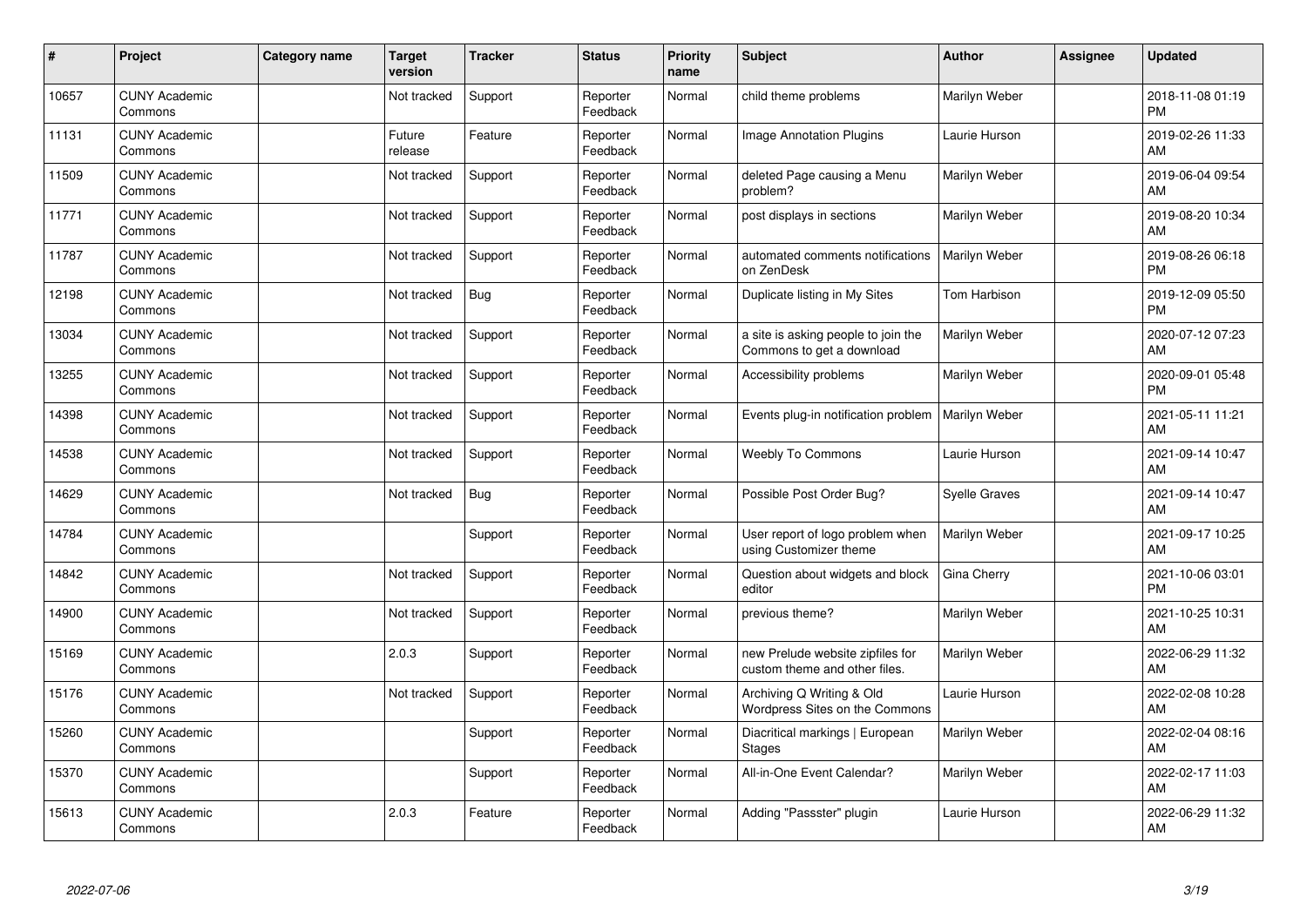| # | Project | Category name | Target version | Tracker | Status | Priority name | Subject | Author | Assignee | Updated |
|---|---|---|---|---|---|---|---|---|---|---|
| 10657 | CUNY Academic Commons | | Not tracked | Support | Reporter Feedback | Normal | child theme problems | Marilyn Weber | | 2018-11-08 01:19 PM |
| 11131 | CUNY Academic Commons | | Future release | Feature | Reporter Feedback | Normal | Image Annotation Plugins | Laurie Hurson | | 2019-02-26 11:33 AM |
| 11509 | CUNY Academic Commons | | Not tracked | Support | Reporter Feedback | Normal | deleted Page causing a Menu problem? | Marilyn Weber | | 2019-06-04 09:54 AM |
| 11771 | CUNY Academic Commons | | Not tracked | Support | Reporter Feedback | Normal | post displays in sections | Marilyn Weber | | 2019-08-20 10:34 AM |
| 11787 | CUNY Academic Commons | | Not tracked | Support | Reporter Feedback | Normal | automated comments notifications on ZenDesk | Marilyn Weber | | 2019-08-26 06:18 PM |
| 12198 | CUNY Academic Commons | | Not tracked | Bug | Reporter Feedback | Normal | Duplicate listing in My Sites | Tom Harbison | | 2019-12-09 05:50 PM |
| 13034 | CUNY Academic Commons | | Not tracked | Support | Reporter Feedback | Normal | a site is asking people to join the Commons to get a download | Marilyn Weber | | 2020-07-12 07:23 AM |
| 13255 | CUNY Academic Commons | | Not tracked | Support | Reporter Feedback | Normal | Accessibility problems | Marilyn Weber | | 2020-09-01 05:48 PM |
| 14398 | CUNY Academic Commons | | Not tracked | Support | Reporter Feedback | Normal | Events plug-in notification problem | Marilyn Weber | | 2021-05-11 11:21 AM |
| 14538 | CUNY Academic Commons | | Not tracked | Support | Reporter Feedback | Normal | Weebly To Commons | Laurie Hurson | | 2021-09-14 10:47 AM |
| 14629 | CUNY Academic Commons | | Not tracked | Bug | Reporter Feedback | Normal | Possible Post Order Bug? | Syelle Graves | | 2021-09-14 10:47 AM |
| 14784 | CUNY Academic Commons | | | Support | Reporter Feedback | Normal | User report of logo problem when using Customizer theme | Marilyn Weber | | 2021-09-17 10:25 AM |
| 14842 | CUNY Academic Commons | | Not tracked | Support | Reporter Feedback | Normal | Question about widgets and block editor | Gina Cherry | | 2021-10-06 03:01 PM |
| 14900 | CUNY Academic Commons | | Not tracked | Support | Reporter Feedback | Normal | previous theme? | Marilyn Weber | | 2021-10-25 10:31 AM |
| 15169 | CUNY Academic Commons | | 2.0.3 | Support | Reporter Feedback | Normal | new Prelude website zipfiles for custom theme and other files. | Marilyn Weber | | 2022-06-29 11:32 AM |
| 15176 | CUNY Academic Commons | | Not tracked | Support | Reporter Feedback | Normal | Archiving Q Writing & Old Wordpress Sites on the Commons | Laurie Hurson | | 2022-02-08 10:28 AM |
| 15260 | CUNY Academic Commons | | | Support | Reporter Feedback | Normal | Diacritical markings \| European Stages | Marilyn Weber | | 2022-02-04 08:16 AM |
| 15370 | CUNY Academic Commons | | | Support | Reporter Feedback | Normal | All-in-One Event Calendar? | Marilyn Weber | | 2022-02-17 11:03 AM |
| 15613 | CUNY Academic Commons | | 2.0.3 | Feature | Reporter Feedback | Normal | Adding "Passster" plugin | Laurie Hurson | | 2022-06-29 11:32 AM |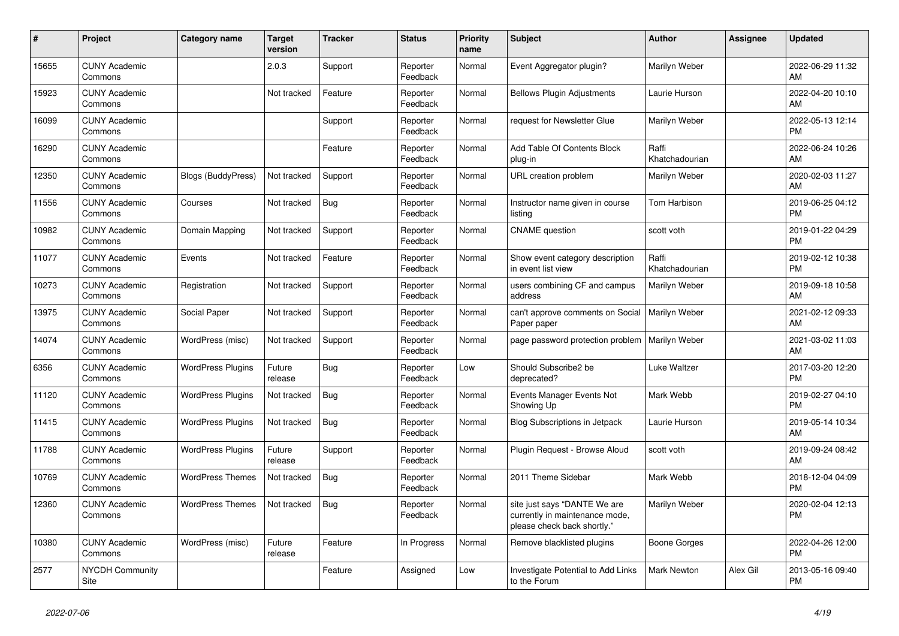| # | Project | Category name | Target version | Tracker | Status | Priority name | Subject | Author | Assignee | Updated |
|---|---|---|---|---|---|---|---|---|---|---|
| 15655 | CUNY Academic Commons | | 2.0.3 | Support | Reporter Feedback | Normal | Event Aggregator plugin? | Marilyn Weber | | 2022-06-29 11:32 AM |
| 15923 | CUNY Academic Commons | | Not tracked | Feature | Reporter Feedback | Normal | Bellows Plugin Adjustments | Laurie Hurson | | 2022-04-20 10:10 AM |
| 16099 | CUNY Academic Commons | | | Support | Reporter Feedback | Normal | request for Newsletter Glue | Marilyn Weber | | 2022-05-13 12:14 PM |
| 16290 | CUNY Academic Commons | | | Feature | Reporter Feedback | Normal | Add Table Of Contents Block plug-in | Raffi Khatchadourian | | 2022-06-24 10:26 AM |
| 12350 | CUNY Academic Commons | Blogs (BuddyPress) | Not tracked | Support | Reporter Feedback | Normal | URL creation problem | Marilyn Weber | | 2020-02-03 11:27 AM |
| 11556 | CUNY Academic Commons | Courses | Not tracked | Bug | Reporter Feedback | Normal | Instructor name given in course listing | Tom Harbison | | 2019-06-25 04:12 PM |
| 10982 | CUNY Academic Commons | Domain Mapping | Not tracked | Support | Reporter Feedback | Normal | CNAME question | scott voth | | 2019-01-22 04:29 PM |
| 11077 | CUNY Academic Commons | Events | Not tracked | Feature | Reporter Feedback | Normal | Show event category description in event list view | Raffi Khatchadourian | | 2019-02-12 10:38 PM |
| 10273 | CUNY Academic Commons | Registration | Not tracked | Support | Reporter Feedback | Normal | users combining CF and campus address | Marilyn Weber | | 2019-09-18 10:58 AM |
| 13975 | CUNY Academic Commons | Social Paper | Not tracked | Support | Reporter Feedback | Normal | can't approve comments on Social Paper paper | Marilyn Weber | | 2021-02-12 09:33 AM |
| 14074 | CUNY Academic Commons | WordPress (misc) | Not tracked | Support | Reporter Feedback | Normal | page password protection problem | Marilyn Weber | | 2021-03-02 11:03 AM |
| 6356 | CUNY Academic Commons | WordPress Plugins | Future release | Bug | Reporter Feedback | Low | Should Subscribe2 be deprecated? | Luke Waltzer | | 2017-03-20 12:20 PM |
| 11120 | CUNY Academic Commons | WordPress Plugins | Not tracked | Bug | Reporter Feedback | Normal | Events Manager Events Not Showing Up | Mark Webb | | 2019-02-27 04:10 PM |
| 11415 | CUNY Academic Commons | WordPress Plugins | Not tracked | Bug | Reporter Feedback | Normal | Blog Subscriptions in Jetpack | Laurie Hurson | | 2019-05-14 10:34 AM |
| 11788 | CUNY Academic Commons | WordPress Plugins | Future release | Support | Reporter Feedback | Normal | Plugin Request - Browse Aloud | scott voth | | 2019-09-24 08:42 AM |
| 10769 | CUNY Academic Commons | WordPress Themes | Not tracked | Bug | Reporter Feedback | Normal | 2011 Theme Sidebar | Mark Webb | | 2018-12-04 04:09 PM |
| 12360 | CUNY Academic Commons | WordPress Themes | Not tracked | Bug | Reporter Feedback | Normal | site just says "DANTE We are currently in maintenance mode, please check back shortly." | Marilyn Weber | | 2020-02-04 12:13 PM |
| 10380 | CUNY Academic Commons | WordPress (misc) | Future release | Feature | In Progress | Normal | Remove blacklisted plugins | Boone Gorges | | 2022-04-26 12:00 PM |
| 2577 | NYCDH Community Site | | | Feature | Assigned | Low | Investigate Potential to Add Links to the Forum | Mark Newton | Alex Gil | 2013-05-16 09:40 PM |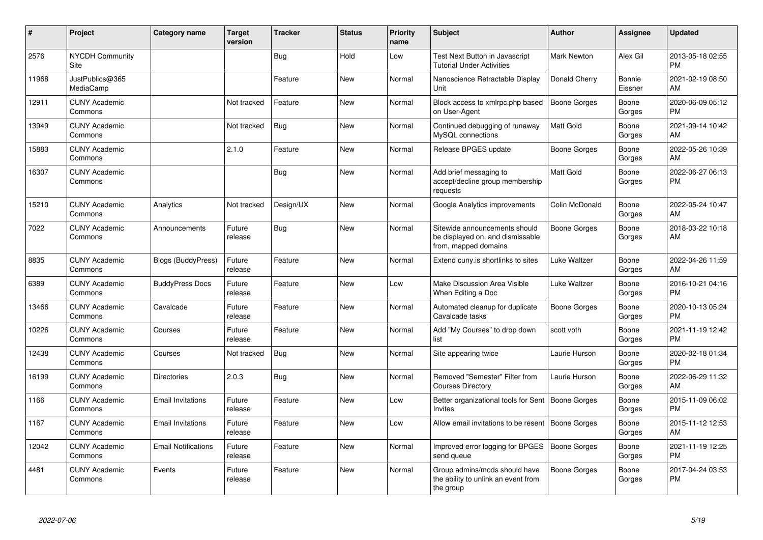| # | Project | Category name | Target version | Tracker | Status | Priority name | Subject | Author | Assignee | Updated |
|---|---|---|---|---|---|---|---|---|---|---|
| 2576 | NYCDH Community Site | | | Bug | Hold | Low | Test Next Button in Javascript Tutorial Under Activities | Mark Newton | Alex Gil | 2013-05-18 02:55 PM |
| 11968 | JustPublics@365 MediaCamp | | | Feature | New | Normal | Nanoscience Retractable Display Unit | Donald Cherry | Bonnie Eissner | 2021-02-19 08:50 AM |
| 12911 | CUNY Academic Commons | | Not tracked | Feature | New | Normal | Block access to xmlrpc.php based on User-Agent | Boone Gorges | Boone Gorges | 2020-06-09 05:12 PM |
| 13949 | CUNY Academic Commons | | Not tracked | Bug | New | Normal | Continued debugging of runaway MySQL connections | Matt Gold | Boone Gorges | 2021-09-14 10:42 AM |
| 15883 | CUNY Academic Commons | | 2.1.0 | Feature | New | Normal | Release BPGES update | Boone Gorges | Boone Gorges | 2022-05-26 10:39 AM |
| 16307 | CUNY Academic Commons | | | Bug | New | Normal | Add brief messaging to accept/decline group membership requests | Matt Gold | Boone Gorges | 2022-06-27 06:13 PM |
| 15210 | CUNY Academic Commons | Analytics | Not tracked | Design/UX | New | Normal | Google Analytics improvements | Colin McDonald | Boone Gorges | 2022-05-24 10:47 AM |
| 7022 | CUNY Academic Commons | Announcements | Future release | Bug | New | Normal | Sitewide announcements should be displayed on, and dismissable from, mapped domains | Boone Gorges | Boone Gorges | 2018-03-22 10:18 AM |
| 8835 | CUNY Academic Commons | Blogs (BuddyPress) | Future release | Feature | New | Normal | Extend cuny.is shortlinks to sites | Luke Waltzer | Boone Gorges | 2022-04-26 11:59 AM |
| 6389 | CUNY Academic Commons | BuddyPress Docs | Future release | Feature | New | Low | Make Discussion Area Visible When Editing a Doc | Luke Waltzer | Boone Gorges | 2016-10-21 04:16 PM |
| 13466 | CUNY Academic Commons | Cavalcade | Future release | Feature | New | Normal | Automated cleanup for duplicate Cavalcade tasks | Boone Gorges | Boone Gorges | 2020-10-13 05:24 PM |
| 10226 | CUNY Academic Commons | Courses | Future release | Feature | New | Normal | Add "My Courses" to drop down list | scott voth | Boone Gorges | 2021-11-19 12:42 PM |
| 12438 | CUNY Academic Commons | Courses | Not tracked | Bug | New | Normal | Site appearing twice | Laurie Hurson | Boone Gorges | 2020-02-18 01:34 PM |
| 16199 | CUNY Academic Commons | Directories | 2.0.3 | Bug | New | Normal | Removed "Semester" Filter from Courses Directory | Laurie Hurson | Boone Gorges | 2022-06-29 11:32 AM |
| 1166 | CUNY Academic Commons | Email Invitations | Future release | Feature | New | Low | Better organizational tools for Sent Invites | Boone Gorges | Boone Gorges | 2015-11-09 06:02 PM |
| 1167 | CUNY Academic Commons | Email Invitations | Future release | Feature | New | Low | Allow email invitations to be resent | Boone Gorges | Boone Gorges | 2015-11-12 12:53 AM |
| 12042 | CUNY Academic Commons | Email Notifications | Future release | Feature | New | Normal | Improved error logging for BPGES send queue | Boone Gorges | Boone Gorges | 2021-11-19 12:25 PM |
| 4481 | CUNY Academic Commons | Events | Future release | Feature | New | Normal | Group admins/mods should have the ability to unlink an event from the group | Boone Gorges | Boone Gorges | 2017-04-24 03:53 PM |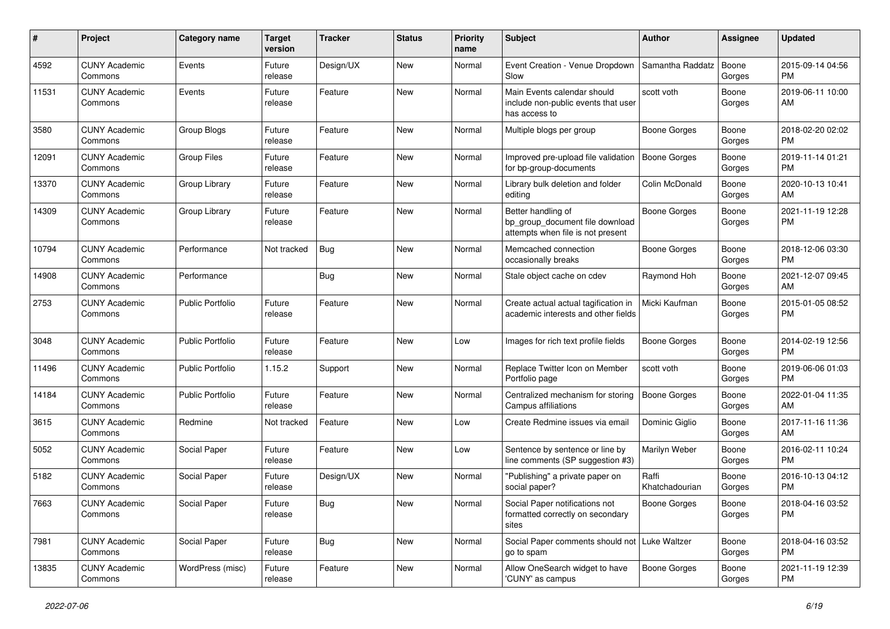| # | Project | Category name | Target version | Tracker | Status | Priority name | Subject | Author | Assignee | Updated |
|---|---|---|---|---|---|---|---|---|---|---|
| 4592 | CUNY Academic Commons | Events | Future release | Design/UX | New | Normal | Event Creation - Venue Dropdown Slow | Samantha Raddatz | Boone Gorges | 2015-09-14 04:56 PM |
| 11531 | CUNY Academic Commons | Events | Future release | Feature | New | Normal | Main Events calendar should include non-public events that user has access to | scott voth | Boone Gorges | 2019-06-11 10:00 AM |
| 3580 | CUNY Academic Commons | Group Blogs | Future release | Feature | New | Normal | Multiple blogs per group | Boone Gorges | Boone Gorges | 2018-02-20 02:02 PM |
| 12091 | CUNY Academic Commons | Group Files | Future release | Feature | New | Normal | Improved pre-upload file validation for bp-group-documents | Boone Gorges | Boone Gorges | 2019-11-14 01:21 PM |
| 13370 | CUNY Academic Commons | Group Library | Future release | Feature | New | Normal | Library bulk deletion and folder editing | Colin McDonald | Boone Gorges | 2020-10-13 10:41 AM |
| 14309 | CUNY Academic Commons | Group Library | Future release | Feature | New | Normal | Better handling of bp_group_document file download attempts when file is not present | Boone Gorges | Boone Gorges | 2021-11-19 12:28 PM |
| 10794 | CUNY Academic Commons | Performance | Not tracked | Bug | New | Normal | Memcached connection occasionally breaks | Boone Gorges | Boone Gorges | 2018-12-06 03:30 PM |
| 14908 | CUNY Academic Commons | Performance | | Bug | New | Normal | Stale object cache on cdev | Raymond Hoh | Boone Gorges | 2021-12-07 09:45 AM |
| 2753 | CUNY Academic Commons | Public Portfolio | Future release | Feature | New | Normal | Create actual actual tagification in academic interests and other fields | Micki Kaufman | Boone Gorges | 2015-01-05 08:52 PM |
| 3048 | CUNY Academic Commons | Public Portfolio | Future release | Feature | New | Low | Images for rich text profile fields | Boone Gorges | Boone Gorges | 2014-02-19 12:56 PM |
| 11496 | CUNY Academic Commons | Public Portfolio | 1.15.2 | Support | New | Normal | Replace Twitter Icon on Member Portfolio page | scott voth | Boone Gorges | 2019-06-06 01:03 PM |
| 14184 | CUNY Academic Commons | Public Portfolio | Future release | Feature | New | Normal | Centralized mechanism for storing Campus affiliations | Boone Gorges | Boone Gorges | 2022-01-04 11:35 AM |
| 3615 | CUNY Academic Commons | Redmine | Not tracked | Feature | New | Low | Create Redmine issues via email | Dominic Giglio | Boone Gorges | 2017-11-16 11:36 AM |
| 5052 | CUNY Academic Commons | Social Paper | Future release | Feature | New | Low | Sentence by sentence or line by line comments (SP suggestion #3) | Marilyn Weber | Boone Gorges | 2016-02-11 10:24 PM |
| 5182 | CUNY Academic Commons | Social Paper | Future release | Design/UX | New | Normal | "Publishing" a private paper on social paper? | Raffi Khatchadourian | Boone Gorges | 2016-10-13 04:12 PM |
| 7663 | CUNY Academic Commons | Social Paper | Future release | Bug | New | Normal | Social Paper notifications not formatted correctly on secondary sites | Boone Gorges | Boone Gorges | 2018-04-16 03:52 PM |
| 7981 | CUNY Academic Commons | Social Paper | Future release | Bug | New | Normal | Social Paper comments should not go to spam | Luke Waltzer | Boone Gorges | 2018-04-16 03:52 PM |
| 13835 | CUNY Academic Commons | WordPress (misc) | Future release | Feature | New | Normal | Allow OneSearch widget to have 'CUNY' as campus | Boone Gorges | Boone Gorges | 2021-11-19 12:39 PM |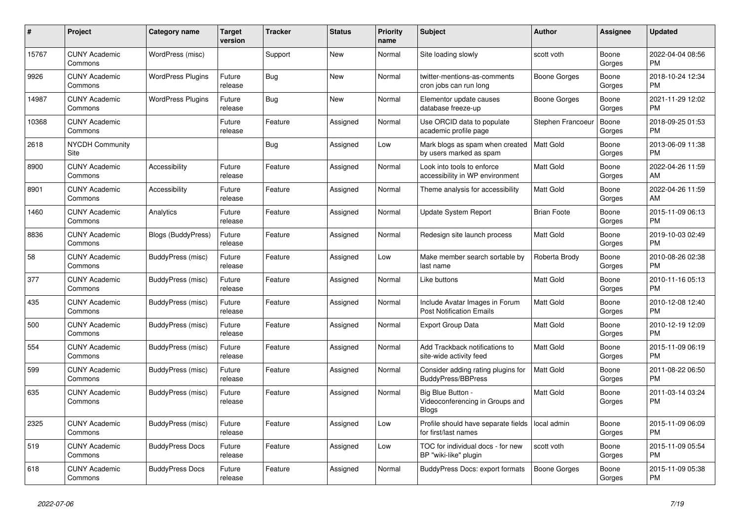| # | Project | Category name | Target version | Tracker | Status | Priority name | Subject | Author | Assignee | Updated |
|---|---|---|---|---|---|---|---|---|---|---|
| 15767 | CUNY Academic Commons | WordPress (misc) | | Support | New | Normal | Site loading slowly | scott voth | Boone Gorges | 2022-04-04 08:56 PM |
| 9926 | CUNY Academic Commons | WordPress Plugins | Future release | Bug | New | Normal | twitter-mentions-as-comments cron jobs can run long | Boone Gorges | Boone Gorges | 2018-10-24 12:34 PM |
| 14987 | CUNY Academic Commons | WordPress Plugins | Future release | Bug | New | Normal | Elementor update causes database freeze-up | Boone Gorges | Boone Gorges | 2021-11-29 12:02 PM |
| 10368 | CUNY Academic Commons | | Future release | Feature | Assigned | Normal | Use ORCID data to populate academic profile page | Stephen Francoeur | Boone Gorges | 2018-09-25 01:53 PM |
| 2618 | NYCDH Community Site | | | Bug | Assigned | Low | Mark blogs as spam when created by users marked as spam | Matt Gold | Boone Gorges | 2013-06-09 11:38 PM |
| 8900 | CUNY Academic Commons | Accessibility | Future release | Feature | Assigned | Normal | Look into tools to enforce accessibility in WP environment | Matt Gold | Boone Gorges | 2022-04-26 11:59 AM |
| 8901 | CUNY Academic Commons | Accessibility | Future release | Feature | Assigned | Normal | Theme analysis for accessibility | Matt Gold | Boone Gorges | 2022-04-26 11:59 AM |
| 1460 | CUNY Academic Commons | Analytics | Future release | Feature | Assigned | Normal | Update System Report | Brian Foote | Boone Gorges | 2015-11-09 06:13 PM |
| 8836 | CUNY Academic Commons | Blogs (BuddyPress) | Future release | Feature | Assigned | Normal | Redesign site launch process | Matt Gold | Boone Gorges | 2019-10-03 02:49 PM |
| 58 | CUNY Academic Commons | BuddyPress (misc) | Future release | Feature | Assigned | Low | Make member search sortable by last name | Roberta Brody | Boone Gorges | 2010-08-26 02:38 PM |
| 377 | CUNY Academic Commons | BuddyPress (misc) | Future release | Feature | Assigned | Normal | Like buttons | Matt Gold | Boone Gorges | 2010-11-16 05:13 PM |
| 435 | CUNY Academic Commons | BuddyPress (misc) | Future release | Feature | Assigned | Normal | Include Avatar Images in Forum Post Notification Emails | Matt Gold | Boone Gorges | 2010-12-08 12:40 PM |
| 500 | CUNY Academic Commons | BuddyPress (misc) | Future release | Feature | Assigned | Normal | Export Group Data | Matt Gold | Boone Gorges | 2010-12-19 12:09 PM |
| 554 | CUNY Academic Commons | BuddyPress (misc) | Future release | Feature | Assigned | Normal | Add Trackback notifications to site-wide activity feed | Matt Gold | Boone Gorges | 2015-11-09 06:19 PM |
| 599 | CUNY Academic Commons | BuddyPress (misc) | Future release | Feature | Assigned | Normal | Consider adding rating plugins for BuddyPress/BBPress | Matt Gold | Boone Gorges | 2011-08-22 06:50 PM |
| 635 | CUNY Academic Commons | BuddyPress (misc) | Future release | Feature | Assigned | Normal | Big Blue Button - Videoconferencing in Groups and Blogs | Matt Gold | Boone Gorges | 2011-03-14 03:24 PM |
| 2325 | CUNY Academic Commons | BuddyPress (misc) | Future release | Feature | Assigned | Low | Profile should have separate fields for first/last names | local admin | Boone Gorges | 2015-11-09 06:09 PM |
| 519 | CUNY Academic Commons | BuddyPress Docs | Future release | Feature | Assigned | Low | TOC for individual docs - for new BP "wiki-like" plugin | scott voth | Boone Gorges | 2015-11-09 05:54 PM |
| 618 | CUNY Academic Commons | BuddyPress Docs | Future release | Feature | Assigned | Normal | BuddyPress Docs: export formats | Boone Gorges | Boone Gorges | 2015-11-09 05:38 PM |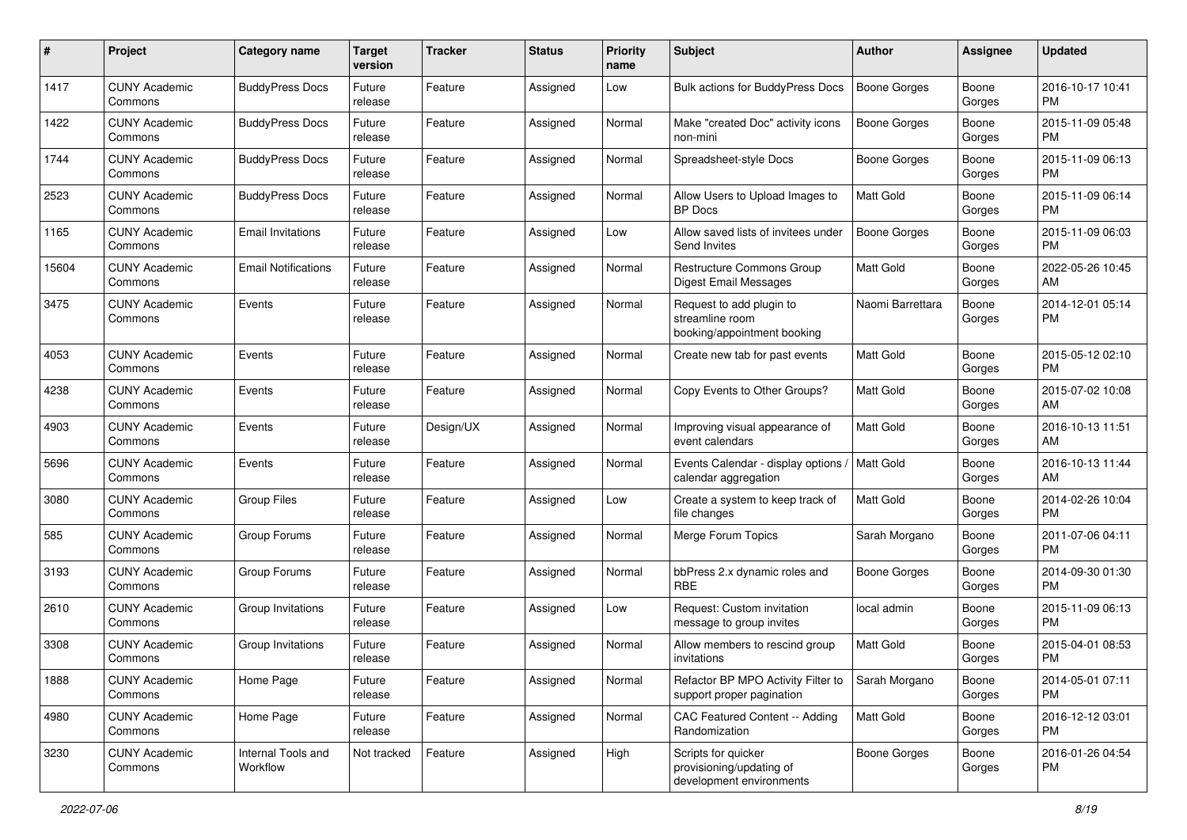| # | Project | Category name | Target version | Tracker | Status | Priority name | Subject | Author | Assignee | Updated |
|---|---|---|---|---|---|---|---|---|---|---|
| 1417 | CUNY Academic Commons | BuddyPress Docs | Future release | Feature | Assigned | Low | Bulk actions for BuddyPress Docs | Boone Gorges | Boone Gorges | 2016-10-17 10:41 PM |
| 1422 | CUNY Academic Commons | BuddyPress Docs | Future release | Feature | Assigned | Normal | Make "created Doc" activity icons non-mini | Boone Gorges | Boone Gorges | 2015-11-09 05:48 PM |
| 1744 | CUNY Academic Commons | BuddyPress Docs | Future release | Feature | Assigned | Normal | Spreadsheet-style Docs | Boone Gorges | Boone Gorges | 2015-11-09 06:13 PM |
| 2523 | CUNY Academic Commons | BuddyPress Docs | Future release | Feature | Assigned | Normal | Allow Users to Upload Images to BP Docs | Matt Gold | Boone Gorges | 2015-11-09 06:14 PM |
| 1165 | CUNY Academic Commons | Email Invitations | Future release | Feature | Assigned | Low | Allow saved lists of invitees under Send Invites | Boone Gorges | Boone Gorges | 2015-11-09 06:03 PM |
| 15604 | CUNY Academic Commons | Email Notifications | Future release | Feature | Assigned | Normal | Restructure Commons Group Digest Email Messages | Matt Gold | Boone Gorges | 2022-05-26 10:45 AM |
| 3475 | CUNY Academic Commons | Events | Future release | Feature | Assigned | Normal | Request to add plugin to streamline room booking/appointment booking | Naomi Barrettara | Boone Gorges | 2014-12-01 05:14 PM |
| 4053 | CUNY Academic Commons | Events | Future release | Feature | Assigned | Normal | Create new tab for past events | Matt Gold | Boone Gorges | 2015-05-12 02:10 PM |
| 4238 | CUNY Academic Commons | Events | Future release | Feature | Assigned | Normal | Copy Events to Other Groups? | Matt Gold | Boone Gorges | 2015-07-02 10:08 AM |
| 4903 | CUNY Academic Commons | Events | Future release | Design/UX | Assigned | Normal | Improving visual appearance of event calendars | Matt Gold | Boone Gorges | 2016-10-13 11:51 AM |
| 5696 | CUNY Academic Commons | Events | Future release | Feature | Assigned | Normal | Events Calendar - display options / calendar aggregation | Matt Gold | Boone Gorges | 2016-10-13 11:44 AM |
| 3080 | CUNY Academic Commons | Group Files | Future release | Feature | Assigned | Low | Create a system to keep track of file changes | Matt Gold | Boone Gorges | 2014-02-26 10:04 PM |
| 585 | CUNY Academic Commons | Group Forums | Future release | Feature | Assigned | Normal | Merge Forum Topics | Sarah Morgano | Boone Gorges | 2011-07-06 04:11 PM |
| 3193 | CUNY Academic Commons | Group Forums | Future release | Feature | Assigned | Normal | bbPress 2.x dynamic roles and RBE | Boone Gorges | Boone Gorges | 2014-09-30 01:30 PM |
| 2610 | CUNY Academic Commons | Group Invitations | Future release | Feature | Assigned | Low | Request: Custom invitation message to group invites | local admin | Boone Gorges | 2015-11-09 06:13 PM |
| 3308 | CUNY Academic Commons | Group Invitations | Future release | Feature | Assigned | Normal | Allow members to rescind group invitations | Matt Gold | Boone Gorges | 2015-04-01 08:53 PM |
| 1888 | CUNY Academic Commons | Home Page | Future release | Feature | Assigned | Normal | Refactor BP MPO Activity Filter to support proper pagination | Sarah Morgano | Boone Gorges | 2014-05-01 07:11 PM |
| 4980 | CUNY Academic Commons | Home Page | Future release | Feature | Assigned | Normal | CAC Featured Content -- Adding Randomization | Matt Gold | Boone Gorges | 2016-12-12 03:01 PM |
| 3230 | CUNY Academic Commons | Internal Tools and Workflow | Not tracked | Feature | Assigned | High | Scripts for quicker provisioning/updating of development environments | Boone Gorges | Boone Gorges | 2016-01-26 04:54 PM |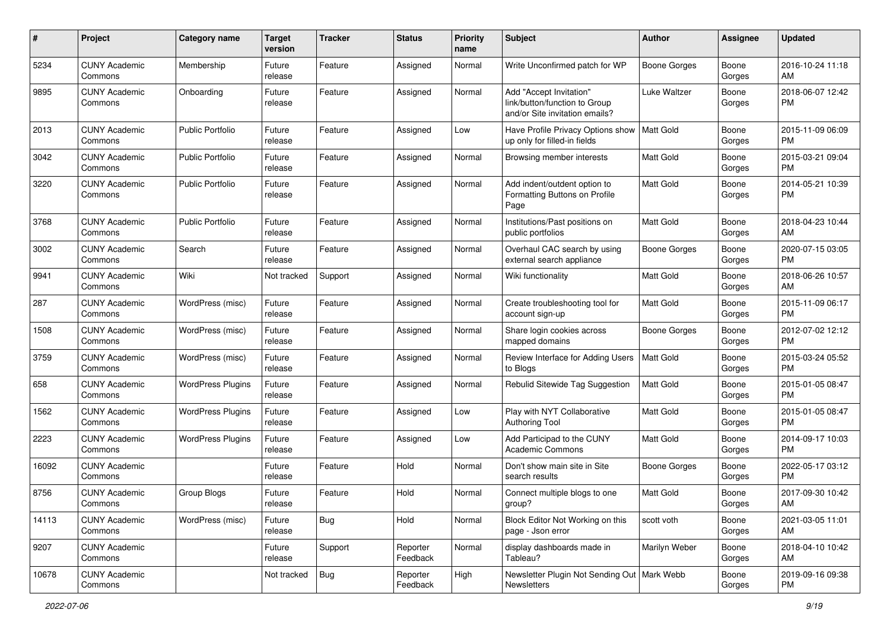| # | Project | Category name | Target version | Tracker | Status | Priority name | Subject | Author | Assignee | Updated |
|---|---|---|---|---|---|---|---|---|---|---|
| 5234 | CUNY Academic Commons | Membership | Future release | Feature | Assigned | Normal | Write Unconfirmed patch for WP | Boone Gorges | Boone Gorges | 2016-10-24 11:18 AM |
| 9895 | CUNY Academic Commons | Onboarding | Future release | Feature | Assigned | Normal | Add "Accept Invitation" link/button/function to Group and/or Site invitation emails? | Luke Waltzer | Boone Gorges | 2018-06-07 12:42 PM |
| 2013 | CUNY Academic Commons | Public Portfolio | Future release | Feature | Assigned | Low | Have Profile Privacy Options show up only for filled-in fields | Matt Gold | Boone Gorges | 2015-11-09 06:09 PM |
| 3042 | CUNY Academic Commons | Public Portfolio | Future release | Feature | Assigned | Normal | Browsing member interests | Matt Gold | Boone Gorges | 2015-03-21 09:04 PM |
| 3220 | CUNY Academic Commons | Public Portfolio | Future release | Feature | Assigned | Normal | Add indent/outdent option to Formatting Buttons on Profile Page | Matt Gold | Boone Gorges | 2014-05-21 10:39 PM |
| 3768 | CUNY Academic Commons | Public Portfolio | Future release | Feature | Assigned | Normal | Institutions/Past positions on public portfolios | Matt Gold | Boone Gorges | 2018-04-23 10:44 AM |
| 3002 | CUNY Academic Commons | Search | Future release | Feature | Assigned | Normal | Overhaul CAC search by using external search appliance | Boone Gorges | Boone Gorges | 2020-07-15 03:05 PM |
| 9941 | CUNY Academic Commons | Wiki | Not tracked | Support | Assigned | Normal | Wiki functionality | Matt Gold | Boone Gorges | 2018-06-26 10:57 AM |
| 287 | CUNY Academic Commons | WordPress (misc) | Future release | Feature | Assigned | Normal | Create troubleshooting tool for account sign-up | Matt Gold | Boone Gorges | 2015-11-09 06:17 PM |
| 1508 | CUNY Academic Commons | WordPress (misc) | Future release | Feature | Assigned | Normal | Share login cookies across mapped domains | Boone Gorges | Boone Gorges | 2012-07-02 12:12 PM |
| 3759 | CUNY Academic Commons | WordPress (misc) | Future release | Feature | Assigned | Normal | Review Interface for Adding Users to Blogs | Matt Gold | Boone Gorges | 2015-03-24 05:52 PM |
| 658 | CUNY Academic Commons | WordPress Plugins | Future release | Feature | Assigned | Normal | Rebulid Sitewide Tag Suggestion | Matt Gold | Boone Gorges | 2015-01-05 08:47 PM |
| 1562 | CUNY Academic Commons | WordPress Plugins | Future release | Feature | Assigned | Low | Play with NYT Collaborative Authoring Tool | Matt Gold | Boone Gorges | 2015-01-05 08:47 PM |
| 2223 | CUNY Academic Commons | WordPress Plugins | Future release | Feature | Assigned | Low | Add Participad to the CUNY Academic Commons | Matt Gold | Boone Gorges | 2014-09-17 10:03 PM |
| 16092 | CUNY Academic Commons | | Future release | Feature | Hold | Normal | Don't show main site in Site search results | Boone Gorges | Boone Gorges | 2022-05-17 03:12 PM |
| 8756 | CUNY Academic Commons | Group Blogs | Future release | Feature | Hold | Normal | Connect multiple blogs to one group? | Matt Gold | Boone Gorges | 2017-09-30 10:42 AM |
| 14113 | CUNY Academic Commons | WordPress (misc) | Future release | Bug | Hold | Normal | Block Editor Not Working on this page - Json error | scott voth | Boone Gorges | 2021-03-05 11:01 AM |
| 9207 | CUNY Academic Commons | | Future release | Support | Reporter Feedback | Normal | display dashboards made in Tableau? | Marilyn Weber | Boone Gorges | 2018-04-10 10:42 AM |
| 10678 | CUNY Academic Commons | | Not tracked | Bug | Reporter Feedback | High | Newsletter Plugin Not Sending Out Newsletters | Mark Webb | Boone Gorges | 2019-09-16 09:38 PM |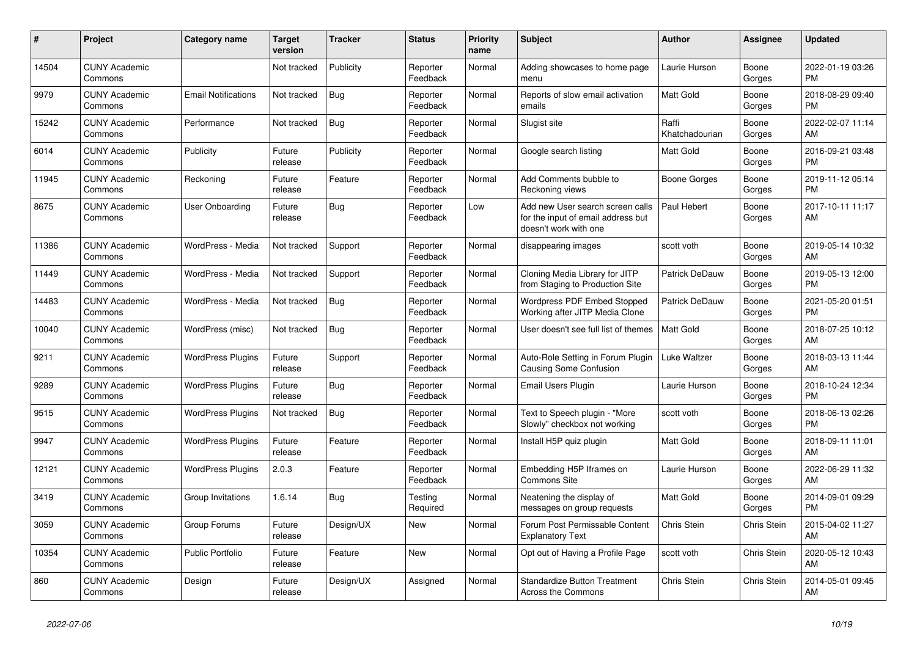| # | Project | Category name | Target version | Tracker | Status | Priority name | Subject | Author | Assignee | Updated |
|---|---|---|---|---|---|---|---|---|---|---|
| 14504 | CUNY Academic Commons | | Not tracked | Publicity | Reporter Feedback | Normal | Adding showcases to home page menu | Laurie Hurson | Boone Gorges | 2022-01-19 03:26 PM |
| 9979 | CUNY Academic Commons | Email Notifications | Not tracked | Bug | Reporter Feedback | Normal | Reports of slow email activation emails | Matt Gold | Boone Gorges | 2018-08-29 09:40 PM |
| 15242 | CUNY Academic Commons | Performance | Not tracked | Bug | Reporter Feedback | Normal | Slugist site | Raffi Khatchadourian | Boone Gorges | 2022-02-07 11:14 AM |
| 6014 | CUNY Academic Commons | Publicity | Future release | Publicity | Reporter Feedback | Normal | Google search listing | Matt Gold | Boone Gorges | 2016-09-21 03:48 PM |
| 11945 | CUNY Academic Commons | Reckoning | Future release | Feature | Reporter Feedback | Normal | Add Comments bubble to Reckoning views | Boone Gorges | Boone Gorges | 2019-11-12 05:14 PM |
| 8675 | CUNY Academic Commons | User Onboarding | Future release | Bug | Reporter Feedback | Low | Add new User search screen calls for the input of email address but doesn't work with one | Paul Hebert | Boone Gorges | 2017-10-11 11:17 AM |
| 11386 | CUNY Academic Commons | WordPress - Media | Not tracked | Support | Reporter Feedback | Normal | disappearing images | scott voth | Boone Gorges | 2019-05-14 10:32 AM |
| 11449 | CUNY Academic Commons | WordPress - Media | Not tracked | Support | Reporter Feedback | Normal | Cloning Media Library for JITP from Staging to Production Site | Patrick DeDauw | Boone Gorges | 2019-05-13 12:00 PM |
| 14483 | CUNY Academic Commons | WordPress - Media | Not tracked | Bug | Reporter Feedback | Normal | Wordpress PDF Embed Stopped Working after JITP Media Clone | Patrick DeDauw | Boone Gorges | 2021-05-20 01:51 PM |
| 10040 | CUNY Academic Commons | WordPress (misc) | Not tracked | Bug | Reporter Feedback | Normal | User doesn't see full list of themes | Matt Gold | Boone Gorges | 2018-07-25 10:12 AM |
| 9211 | CUNY Academic Commons | WordPress Plugins | Future release | Support | Reporter Feedback | Normal | Auto-Role Setting in Forum Plugin Causing Some Confusion | Luke Waltzer | Boone Gorges | 2018-03-13 11:44 AM |
| 9289 | CUNY Academic Commons | WordPress Plugins | Future release | Bug | Reporter Feedback | Normal | Email Users Plugin | Laurie Hurson | Boone Gorges | 2018-10-24 12:34 PM |
| 9515 | CUNY Academic Commons | WordPress Plugins | Not tracked | Bug | Reporter Feedback | Normal | Text to Speech plugin - "More Slowly" checkbox not working | scott voth | Boone Gorges | 2018-06-13 02:26 PM |
| 9947 | CUNY Academic Commons | WordPress Plugins | Future release | Feature | Reporter Feedback | Normal | Install H5P quiz plugin | Matt Gold | Boone Gorges | 2018-09-11 11:01 AM |
| 12121 | CUNY Academic Commons | WordPress Plugins | 2.0.3 | Feature | Reporter Feedback | Normal | Embedding H5P Iframes on Commons Site | Laurie Hurson | Boone Gorges | 2022-06-29 11:32 AM |
| 3419 | CUNY Academic Commons | Group Invitations | 1.6.14 | Bug | Testing Required | Normal | Neatening the display of messages on group requests | Matt Gold | Boone Gorges | 2014-09-01 09:29 PM |
| 3059 | CUNY Academic Commons | Group Forums | Future release | Design/UX | New | Normal | Forum Post Permissable Content Explanatory Text | Chris Stein | Chris Stein | 2015-04-02 11:27 AM |
| 10354 | CUNY Academic Commons | Public Portfolio | Future release | Feature | New | Normal | Opt out of Having a Profile Page | scott voth | Chris Stein | 2020-05-12 10:43 AM |
| 860 | CUNY Academic Commons | Design | Future release | Design/UX | Assigned | Normal | Standardize Button Treatment Across the Commons | Chris Stein | Chris Stein | 2014-05-01 09:45 AM |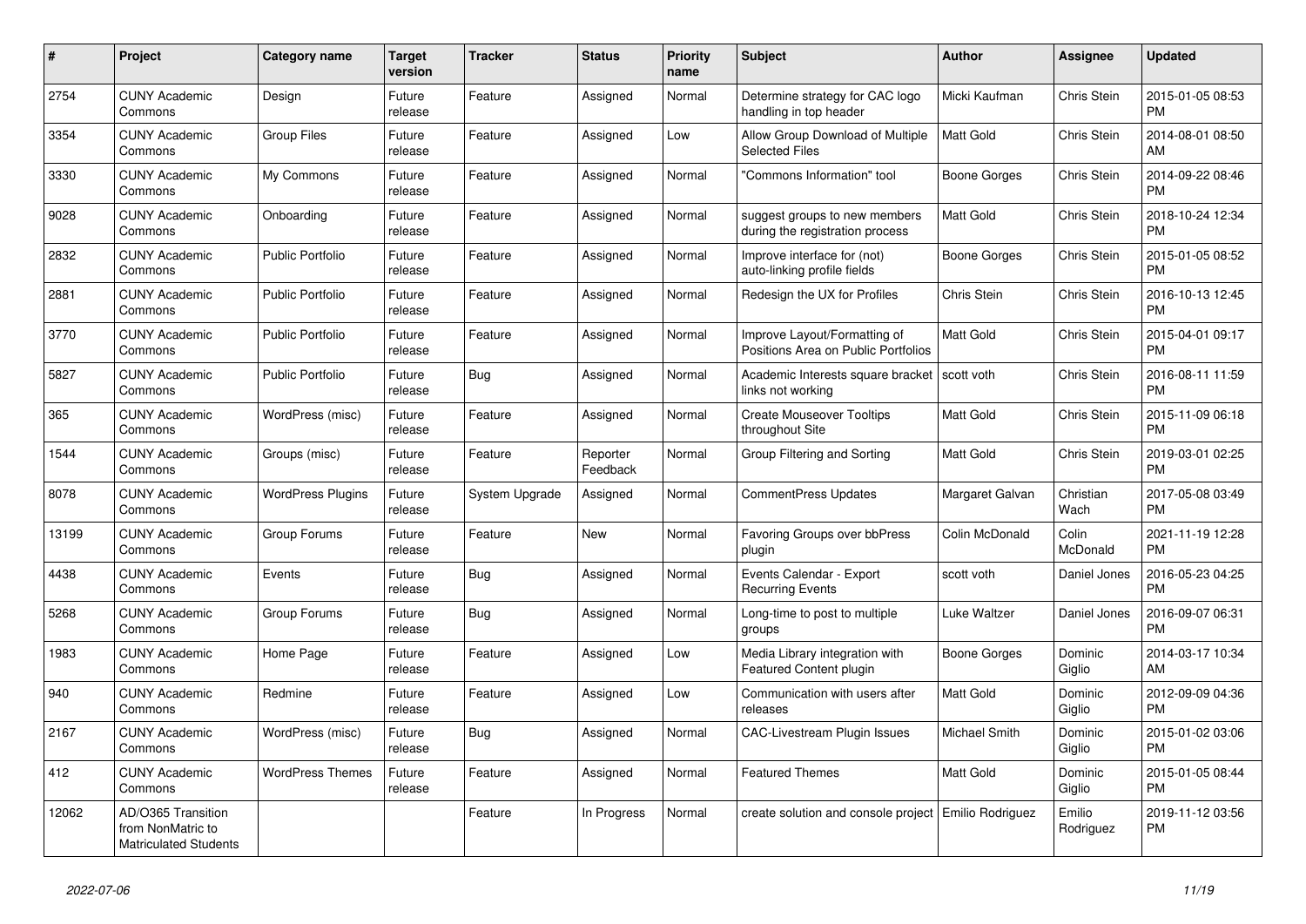| # | Project | Category name | Target version | Tracker | Status | Priority name | Subject | Author | Assignee | Updated |
|---|---|---|---|---|---|---|---|---|---|---|
| 2754 | CUNY Academic Commons | Design | Future release | Feature | Assigned | Normal | Determine strategy for CAC logo handling in top header | Micki Kaufman | Chris Stein | 2015-01-05 08:53 PM |
| 3354 | CUNY Academic Commons | Group Files | Future release | Feature | Assigned | Low | Allow Group Download of Multiple Selected Files | Matt Gold | Chris Stein | 2014-08-01 08:50 AM |
| 3330 | CUNY Academic Commons | My Commons | Future release | Feature | Assigned | Normal | "Commons Information" tool | Boone Gorges | Chris Stein | 2014-09-22 08:46 PM |
| 9028 | CUNY Academic Commons | Onboarding | Future release | Feature | Assigned | Normal | suggest groups to new members during the registration process | Matt Gold | Chris Stein | 2018-10-24 12:34 PM |
| 2832 | CUNY Academic Commons | Public Portfolio | Future release | Feature | Assigned | Normal | Improve interface for (not) auto-linking profile fields | Boone Gorges | Chris Stein | 2015-01-05 08:52 PM |
| 2881 | CUNY Academic Commons | Public Portfolio | Future release | Feature | Assigned | Normal | Redesign the UX for Profiles | Chris Stein | Chris Stein | 2016-10-13 12:45 PM |
| 3770 | CUNY Academic Commons | Public Portfolio | Future release | Feature | Assigned | Normal | Improve Layout/Formatting of Positions Area on Public Portfolios | Matt Gold | Chris Stein | 2015-04-01 09:17 PM |
| 5827 | CUNY Academic Commons | Public Portfolio | Future release | Bug | Assigned | Normal | Academic Interests square bracket links not working | scott voth | Chris Stein | 2016-08-11 11:59 PM |
| 365 | CUNY Academic Commons | WordPress (misc) | Future release | Feature | Assigned | Normal | Create Mouseover Tooltips throughout Site | Matt Gold | Chris Stein | 2015-11-09 06:18 PM |
| 1544 | CUNY Academic Commons | Groups (misc) | Future release | Feature | Reporter Feedback | Normal | Group Filtering and Sorting | Matt Gold | Chris Stein | 2019-03-01 02:25 PM |
| 8078 | CUNY Academic Commons | WordPress Plugins | Future release | System Upgrade | Assigned | Normal | CommentPress Updates | Margaret Galvan | Christian Wach | 2017-05-08 03:49 PM |
| 13199 | CUNY Academic Commons | Group Forums | Future release | Feature | New | Normal | Favoring Groups over bbPress plugin | Colin McDonald | Colin McDonald | 2021-11-19 12:28 PM |
| 4438 | CUNY Academic Commons | Events | Future release | Bug | Assigned | Normal | Events Calendar - Export Recurring Events | scott voth | Daniel Jones | 2016-05-23 04:25 PM |
| 5268 | CUNY Academic Commons | Group Forums | Future release | Bug | Assigned | Normal | Long-time to post to multiple groups | Luke Waltzer | Daniel Jones | 2016-09-07 06:31 PM |
| 1983 | CUNY Academic Commons | Home Page | Future release | Feature | Assigned | Low | Media Library integration with Featured Content plugin | Boone Gorges | Dominic Giglio | 2014-03-17 10:34 AM |
| 940 | CUNY Academic Commons | Redmine | Future release | Feature | Assigned | Low | Communication with users after releases | Matt Gold | Dominic Giglio | 2012-09-09 04:36 PM |
| 2167 | CUNY Academic Commons | WordPress (misc) | Future release | Bug | Assigned | Normal | CAC-Livestream Plugin Issues | Michael Smith | Dominic Giglio | 2015-01-02 03:06 PM |
| 412 | CUNY Academic Commons | WordPress Themes | Future release | Feature | Assigned | Normal | Featured Themes | Matt Gold | Dominic Giglio | 2015-01-05 08:44 PM |
| 12062 | AD/O365 Transition from NonMatric to Matriculated Students | | | Feature | In Progress | Normal | create solution and console project | Emilio Rodriguez | Emilio Rodriguez | 2019-11-12 03:56 PM |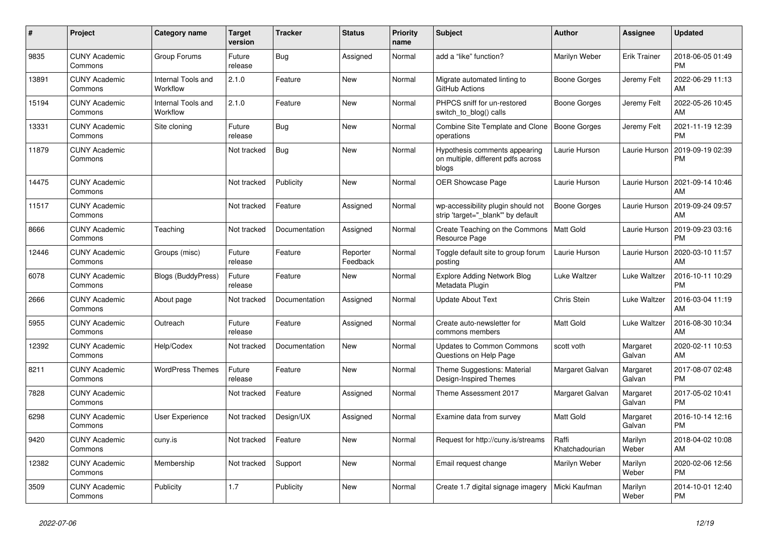| # | Project | Category name | Target version | Tracker | Status | Priority name | Subject | Author | Assignee | Updated |
|---|---|---|---|---|---|---|---|---|---|---|
| 9835 | CUNY Academic Commons | Group Forums | Future release | Bug | Assigned | Normal | add a "like" function? | Marilyn Weber | Erik Trainer | 2018-06-05 01:49 PM |
| 13891 | CUNY Academic Commons | Internal Tools and Workflow | 2.1.0 | Feature | New | Normal | Migrate automated linting to GitHub Actions | Boone Gorges | Jeremy Felt | 2022-06-29 11:13 AM |
| 15194 | CUNY Academic Commons | Internal Tools and Workflow | 2.1.0 | Feature | New | Normal | PHPCS sniff for un-restored switch_to_blog() calls | Boone Gorges | Jeremy Felt | 2022-05-26 10:45 AM |
| 13331 | CUNY Academic Commons | Site cloning | Future release | Bug | New | Normal | Combine Site Template and Clone operations | Boone Gorges | Jeremy Felt | 2021-11-19 12:39 PM |
| 11879 | CUNY Academic Commons | | Not tracked | Bug | New | Normal | Hypothesis comments appearing on multiple, different pdfs across blogs | Laurie Hurson | Laurie Hurson | 2019-09-19 02:39 PM |
| 14475 | CUNY Academic Commons | | Not tracked | Publicity | New | Normal | OER Showcase Page | Laurie Hurson | Laurie Hurson | 2021-09-14 10:46 AM |
| 11517 | CUNY Academic Commons | | Not tracked | Feature | Assigned | Normal | wp-accessibility plugin should not strip 'target="_blank"' by default | Boone Gorges | Laurie Hurson | 2019-09-24 09:57 AM |
| 8666 | CUNY Academic Commons | Teaching | Not tracked | Documentation | Assigned | Normal | Create Teaching on the Commons Resource Page | Matt Gold | Laurie Hurson | 2019-09-23 03:16 PM |
| 12446 | CUNY Academic Commons | Groups (misc) | Future release | Feature | Reporter Feedback | Normal | Toggle default site to group forum posting | Laurie Hurson | Laurie Hurson | 2020-03-10 11:57 AM |
| 6078 | CUNY Academic Commons | Blogs (BuddyPress) | Future release | Feature | New | Normal | Explore Adding Network Blog Metadata Plugin | Luke Waltzer | Luke Waltzer | 2016-10-11 10:29 PM |
| 2666 | CUNY Academic Commons | About page | Not tracked | Documentation | Assigned | Normal | Update About Text | Chris Stein | Luke Waltzer | 2016-03-04 11:19 AM |
| 5955 | CUNY Academic Commons | Outreach | Future release | Feature | Assigned | Normal | Create auto-newsletter for commons members | Matt Gold | Luke Waltzer | 2016-08-30 10:34 AM |
| 12392 | CUNY Academic Commons | Help/Codex | Not tracked | Documentation | New | Normal | Updates to Common Commons Questions on Help Page | scott voth | Margaret Galvan | 2020-02-11 10:53 AM |
| 8211 | CUNY Academic Commons | WordPress Themes | Future release | Feature | New | Normal | Theme Suggestions: Material Design-Inspired Themes | Margaret Galvan | Margaret Galvan | 2017-08-07 02:48 PM |
| 7828 | CUNY Academic Commons | | Not tracked | Feature | Assigned | Normal | Theme Assessment 2017 | Margaret Galvan | Margaret Galvan | 2017-05-02 10:41 PM |
| 6298 | CUNY Academic Commons | User Experience | Not tracked | Design/UX | Assigned | Normal | Examine data from survey | Matt Gold | Margaret Galvan | 2016-10-14 12:16 PM |
| 9420 | CUNY Academic Commons | cuny.is | Not tracked | Feature | New | Normal | Request for http://cuny.is/streams | Raffi Khatchadourian | Marilyn Weber | 2018-04-02 10:08 AM |
| 12382 | CUNY Academic Commons | Membership | Not tracked | Support | New | Normal | Email request change | Marilyn Weber | Marilyn Weber | 2020-02-06 12:56 PM |
| 3509 | CUNY Academic Commons | Publicity | 1.7 | Publicity | New | Normal | Create 1.7 digital signage imagery | Micki Kaufman | Marilyn Weber | 2014-10-01 12:40 PM |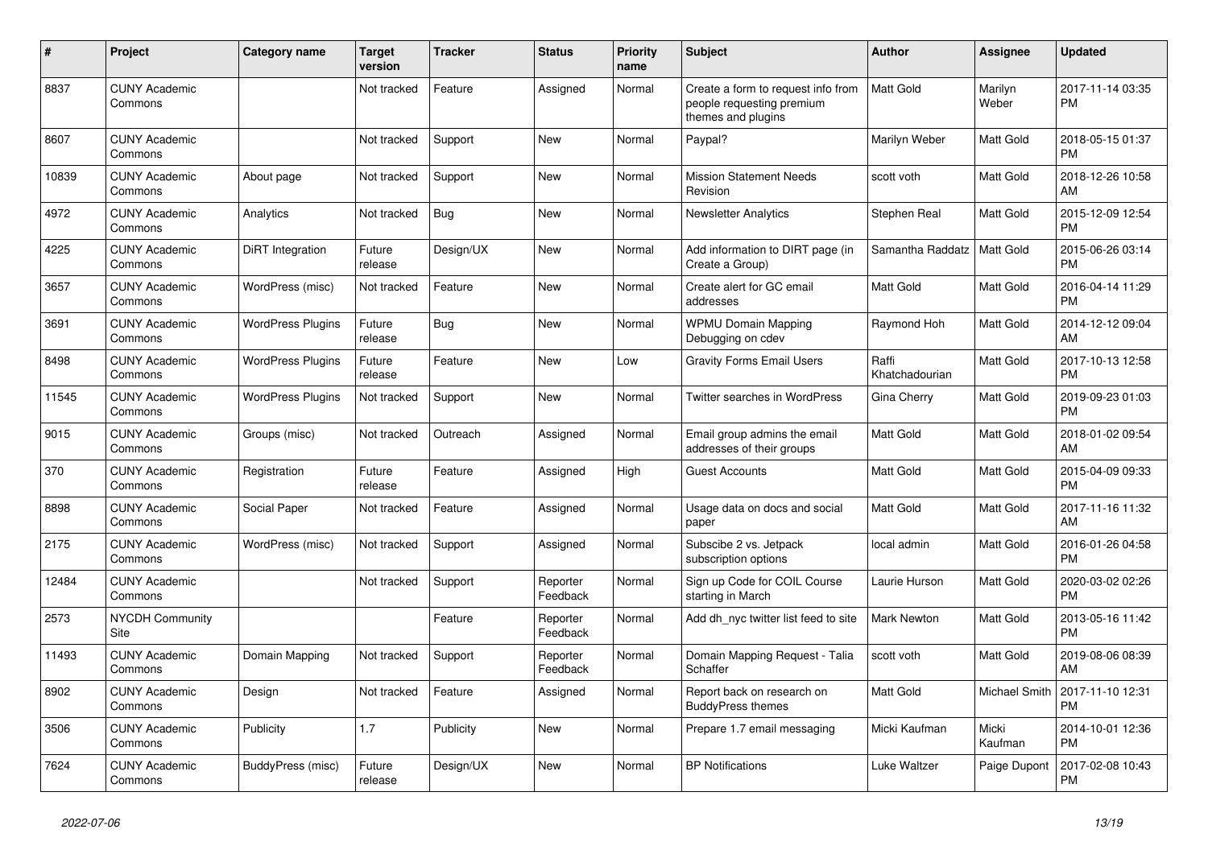| # | Project | Category name | Target version | Tracker | Status | Priority name | Subject | Author | Assignee | Updated |
|---|---|---|---|---|---|---|---|---|---|---|
| 8837 | CUNY Academic Commons | | Not tracked | Feature | Assigned | Normal | Create a form to request info from people requesting premium themes and plugins | Matt Gold | Marilyn Weber | 2017-11-14 03:35 PM |
| 8607 | CUNY Academic Commons | | Not tracked | Support | New | Normal | Paypal? | Marilyn Weber | Matt Gold | 2018-05-15 01:37 PM |
| 10839 | CUNY Academic Commons | About page | Not tracked | Support | New | Normal | Mission Statement Needs Revision | scott voth | Matt Gold | 2018-12-26 10:58 AM |
| 4972 | CUNY Academic Commons | Analytics | Not tracked | Bug | New | Normal | Newsletter Analytics | Stephen Real | Matt Gold | 2015-12-09 12:54 PM |
| 4225 | CUNY Academic Commons | DiRT Integration | Future release | Design/UX | New | Normal | Add information to DIRT page (in Create a Group) | Samantha Raddatz | Matt Gold | 2015-06-26 03:14 PM |
| 3657 | CUNY Academic Commons | WordPress (misc) | Not tracked | Feature | New | Normal | Create alert for GC email addresses | Matt Gold | Matt Gold | 2016-04-14 11:29 PM |
| 3691 | CUNY Academic Commons | WordPress Plugins | Future release | Bug | New | Normal | WPMU Domain Mapping Debugging on cdev | Raymond Hoh | Matt Gold | 2014-12-12 09:04 AM |
| 8498 | CUNY Academic Commons | WordPress Plugins | Future release | Feature | New | Low | Gravity Forms Email Users | Raffi Khatchadourian | Matt Gold | 2017-10-13 12:58 PM |
| 11545 | CUNY Academic Commons | WordPress Plugins | Not tracked | Support | New | Normal | Twitter searches in WordPress | Gina Cherry | Matt Gold | 2019-09-23 01:03 PM |
| 9015 | CUNY Academic Commons | Groups (misc) | Not tracked | Outreach | Assigned | Normal | Email group admins the email addresses of their groups | Matt Gold | Matt Gold | 2018-01-02 09:54 AM |
| 370 | CUNY Academic Commons | Registration | Future release | Feature | Assigned | High | Guest Accounts | Matt Gold | Matt Gold | 2015-04-09 09:33 PM |
| 8898 | CUNY Academic Commons | Social Paper | Not tracked | Feature | Assigned | Normal | Usage data on docs and social paper | Matt Gold | Matt Gold | 2017-11-16 11:32 AM |
| 2175 | CUNY Academic Commons | WordPress (misc) | Not tracked | Support | Assigned | Normal | Subscibe 2 vs. Jetpack subscription options | local admin | Matt Gold | 2016-01-26 04:58 PM |
| 12484 | CUNY Academic Commons | | Not tracked | Support | Reporter Feedback | Normal | Sign up Code for COIL Course starting in March | Laurie Hurson | Matt Gold | 2020-03-02 02:26 PM |
| 2573 | NYCDH Community Site | | | Feature | Reporter Feedback | Normal | Add dh_nyc twitter list feed to site | Mark Newton | Matt Gold | 2013-05-16 11:42 PM |
| 11493 | CUNY Academic Commons | Domain Mapping | Not tracked | Support | Reporter Feedback | Normal | Domain Mapping Request - Talia Schaffer | scott voth | Matt Gold | 2019-08-06 08:39 AM |
| 8902 | CUNY Academic Commons | Design | Not tracked | Feature | Assigned | Normal | Report back on research on BuddyPress themes | Matt Gold | Michael Smith | 2017-11-10 12:31 PM |
| 3506 | CUNY Academic Commons | Publicity | 1.7 | Publicity | New | Normal | Prepare 1.7 email messaging | Micki Kaufman | Micki Kaufman | 2014-10-01 12:36 PM |
| 7624 | CUNY Academic Commons | BuddyPress (misc) | Future release | Design/UX | New | Normal | BP Notifications | Luke Waltzer | Paige Dupont | 2017-02-08 10:43 PM |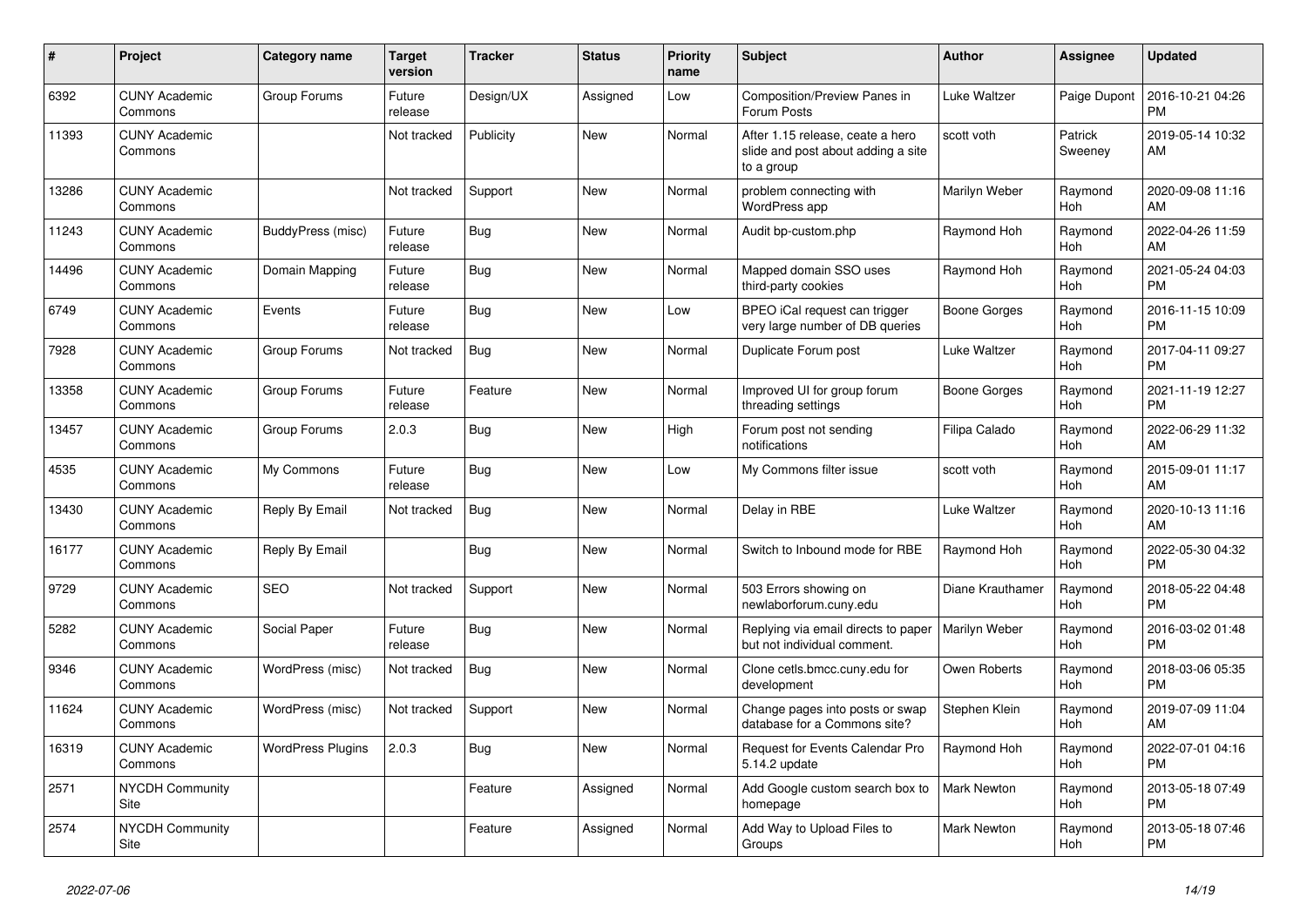| # | Project | Category name | Target version | Tracker | Status | Priority name | Subject | Author | Assignee | Updated |
|---|---|---|---|---|---|---|---|---|---|---|
| 6392 | CUNY Academic Commons | Group Forums | Future release | Design/UX | Assigned | Low | Composition/Preview Panes in Forum Posts | Luke Waltzer | Paige Dupont | 2016-10-21 04:26 PM |
| 11393 | CUNY Academic Commons | | Not tracked | Publicity | New | Normal | After 1.15 release, ceate a hero slide and post about adding a site to a group | scott voth | Patrick Sweeney | 2019-05-14 10:32 AM |
| 13286 | CUNY Academic Commons | | Not tracked | Support | New | Normal | problem connecting with WordPress app | Marilyn Weber | Raymond Hoh | 2020-09-08 11:16 AM |
| 11243 | CUNY Academic Commons | BuddyPress (misc) | Future release | Bug | New | Normal | Audit bp-custom.php | Raymond Hoh | Raymond Hoh | 2022-04-26 11:59 AM |
| 14496 | CUNY Academic Commons | Domain Mapping | Future release | Bug | New | Normal | Mapped domain SSO uses third-party cookies | Raymond Hoh | Raymond Hoh | 2021-05-24 04:03 PM |
| 6749 | CUNY Academic Commons | Events | Future release | Bug | New | Low | BPEO iCal request can trigger very large number of DB queries | Boone Gorges | Raymond Hoh | 2016-11-15 10:09 PM |
| 7928 | CUNY Academic Commons | Group Forums | Not tracked | Bug | New | Normal | Duplicate Forum post | Luke Waltzer | Raymond Hoh | 2017-04-11 09:27 PM |
| 13358 | CUNY Academic Commons | Group Forums | Future release | Feature | New | Normal | Improved UI for group forum threading settings | Boone Gorges | Raymond Hoh | 2021-11-19 12:27 PM |
| 13457 | CUNY Academic Commons | Group Forums | 2.0.3 | Bug | New | High | Forum post not sending notifications | Filipa Calado | Raymond Hoh | 2022-06-29 11:32 AM |
| 4535 | CUNY Academic Commons | My Commons | Future release | Bug | New | Low | My Commons filter issue | scott voth | Raymond Hoh | 2015-09-01 11:17 AM |
| 13430 | CUNY Academic Commons | Reply By Email | Not tracked | Bug | New | Normal | Delay in RBE | Luke Waltzer | Raymond Hoh | 2020-10-13 11:16 AM |
| 16177 | CUNY Academic Commons | Reply By Email | | Bug | New | Normal | Switch to Inbound mode for RBE | Raymond Hoh | Raymond Hoh | 2022-05-30 04:32 PM |
| 9729 | CUNY Academic Commons | SEO | Not tracked | Support | New | Normal | 503 Errors showing on newlaborforum.cuny.edu | Diane Krauthamer | Raymond Hoh | 2018-05-22 04:48 PM |
| 5282 | CUNY Academic Commons | Social Paper | Future release | Bug | New | Normal | Replying via email directs to paper but not individual comment. | Marilyn Weber | Raymond Hoh | 2016-03-02 01:48 PM |
| 9346 | CUNY Academic Commons | WordPress (misc) | Not tracked | Bug | New | Normal | Clone cetls.bmcc.cuny.edu for development | Owen Roberts | Raymond Hoh | 2018-03-06 05:35 PM |
| 11624 | CUNY Academic Commons | WordPress (misc) | Not tracked | Support | New | Normal | Change pages into posts or swap database for a Commons site? | Stephen Klein | Raymond Hoh | 2019-07-09 11:04 AM |
| 16319 | CUNY Academic Commons | WordPress Plugins | 2.0.3 | Bug | New | Normal | Request for Events Calendar Pro 5.14.2 update | Raymond Hoh | Raymond Hoh | 2022-07-01 04:16 PM |
| 2571 | NYCDH Community Site | | | Feature | Assigned | Normal | Add Google custom search box to homepage | Mark Newton | Raymond Hoh | 2013-05-18 07:49 PM |
| 2574 | NYCDH Community Site | | | Feature | Assigned | Normal | Add Way to Upload Files to Groups | Mark Newton | Raymond Hoh | 2013-05-18 07:46 PM |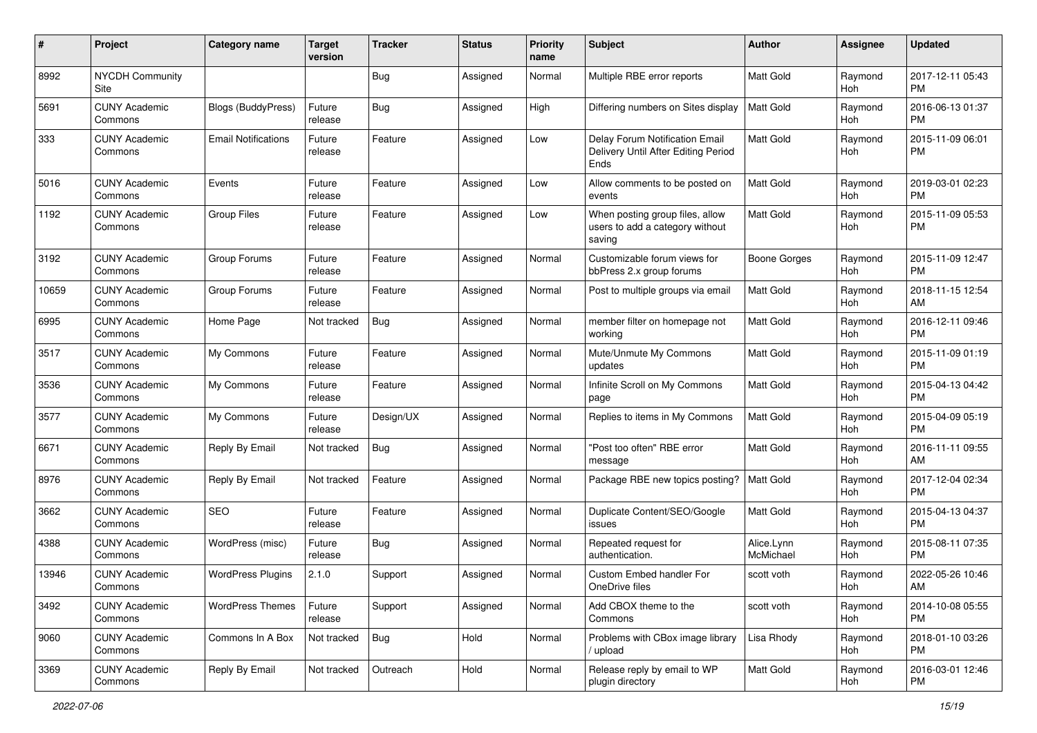| # | Project | Category name | Target version | Tracker | Status | Priority name | Subject | Author | Assignee | Updated |
|---|---|---|---|---|---|---|---|---|---|---|
| 8992 | NYCDH Community Site | | | Bug | Assigned | Normal | Multiple RBE error reports | Matt Gold | Raymond Hoh | 2017-12-11 05:43 PM |
| 5691 | CUNY Academic Commons | Blogs (BuddyPress) | Future release | Bug | Assigned | High | Differing numbers on Sites display | Matt Gold | Raymond Hoh | 2016-06-13 01:37 PM |
| 333 | CUNY Academic Commons | Email Notifications | Future release | Feature | Assigned | Low | Delay Forum Notification Email Delivery Until After Editing Period Ends | Matt Gold | Raymond Hoh | 2015-11-09 06:01 PM |
| 5016 | CUNY Academic Commons | Events | Future release | Feature | Assigned | Low | Allow comments to be posted on events | Matt Gold | Raymond Hoh | 2019-03-01 02:23 PM |
| 1192 | CUNY Academic Commons | Group Files | Future release | Feature | Assigned | Low | When posting group files, allow users to add a category without saving | Matt Gold | Raymond Hoh | 2015-11-09 05:53 PM |
| 3192 | CUNY Academic Commons | Group Forums | Future release | Feature | Assigned | Normal | Customizable forum views for bbPress 2.x group forums | Boone Gorges | Raymond Hoh | 2015-11-09 12:47 PM |
| 10659 | CUNY Academic Commons | Group Forums | Future release | Feature | Assigned | Normal | Post to multiple groups via email | Matt Gold | Raymond Hoh | 2018-11-15 12:54 AM |
| 6995 | CUNY Academic Commons | Home Page | Not tracked | Bug | Assigned | Normal | member filter on homepage not working | Matt Gold | Raymond Hoh | 2016-12-11 09:46 PM |
| 3517 | CUNY Academic Commons | My Commons | Future release | Feature | Assigned | Normal | Mute/Unmute My Commons updates | Matt Gold | Raymond Hoh | 2015-11-09 01:19 PM |
| 3536 | CUNY Academic Commons | My Commons | Future release | Feature | Assigned | Normal | Infinite Scroll on My Commons page | Matt Gold | Raymond Hoh | 2015-04-13 04:42 PM |
| 3577 | CUNY Academic Commons | My Commons | Future release | Design/UX | Assigned | Normal | Replies to items in My Commons | Matt Gold | Raymond Hoh | 2015-04-09 05:19 PM |
| 6671 | CUNY Academic Commons | Reply By Email | Not tracked | Bug | Assigned | Normal | "Post too often" RBE error message | Matt Gold | Raymond Hoh | 2016-11-11 09:55 AM |
| 8976 | CUNY Academic Commons | Reply By Email | Not tracked | Feature | Assigned | Normal | Package RBE new topics posting? | Matt Gold | Raymond Hoh | 2017-12-04 02:34 PM |
| 3662 | CUNY Academic Commons | SEO | Future release | Feature | Assigned | Normal | Duplicate Content/SEO/Google issues | Matt Gold | Raymond Hoh | 2015-04-13 04:37 PM |
| 4388 | CUNY Academic Commons | WordPress (misc) | Future release | Bug | Assigned | Normal | Repeated request for authentication. | Alice.Lynn McMichael | Raymond Hoh | 2015-08-11 07:35 PM |
| 13946 | CUNY Academic Commons | WordPress Plugins | 2.1.0 | Support | Assigned | Normal | Custom Embed handler For OneDrive files | scott voth | Raymond Hoh | 2022-05-26 10:46 AM |
| 3492 | CUNY Academic Commons | WordPress Themes | Future release | Support | Assigned | Normal | Add CBOX theme to the Commons | scott voth | Raymond Hoh | 2014-10-08 05:55 PM |
| 9060 | CUNY Academic Commons | Commons In A Box | Not tracked | Bug | Hold | Normal | Problems with CBox image library / upload | Lisa Rhody | Raymond Hoh | 2018-01-10 03:26 PM |
| 3369 | CUNY Academic Commons | Reply By Email | Not tracked | Outreach | Hold | Normal | Release reply by email to WP plugin directory | Matt Gold | Raymond Hoh | 2016-03-01 12:46 PM |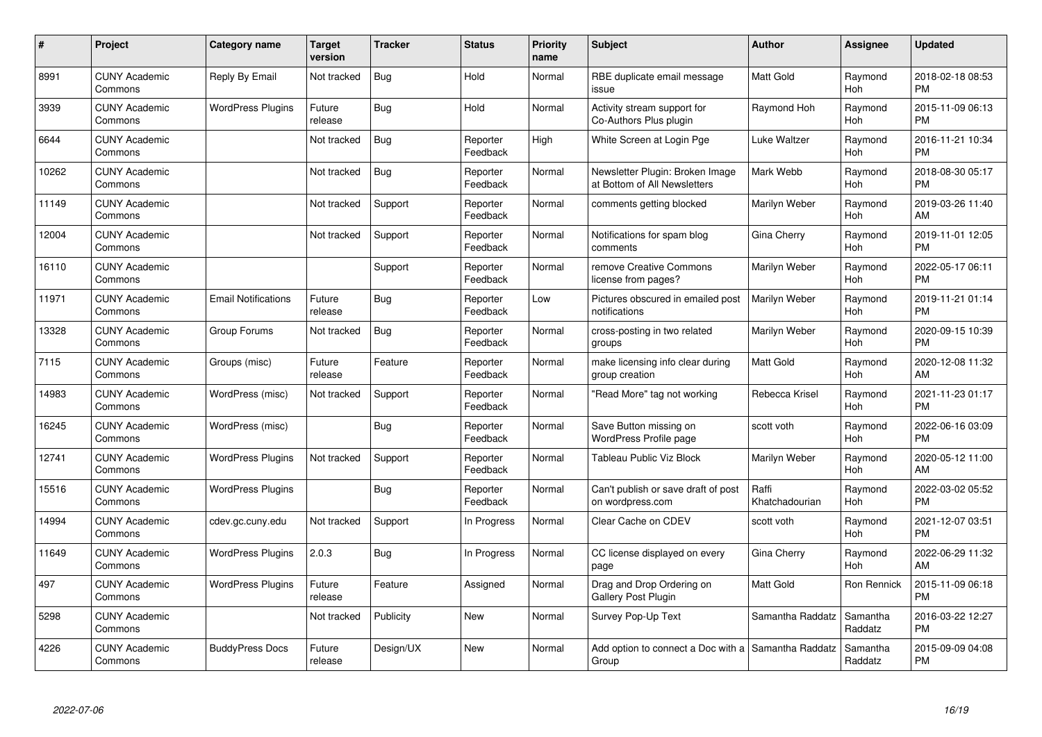| # | Project | Category name | Target version | Tracker | Status | Priority name | Subject | Author | Assignee | Updated |
|---|---|---|---|---|---|---|---|---|---|---|
| 8991 | CUNY Academic Commons | Reply By Email | Not tracked | Bug | Hold | Normal | RBE duplicate email message issue | Matt Gold | Raymond Hoh | 2018-02-18 08:53 PM |
| 3939 | CUNY Academic Commons | WordPress Plugins | Future release | Bug | Hold | Normal | Activity stream support for Co-Authors Plus plugin | Raymond Hoh | Raymond Hoh | 2015-11-09 06:13 PM |
| 6644 | CUNY Academic Commons | | Not tracked | Bug | Reporter Feedback | High | White Screen at Login Pge | Luke Waltzer | Raymond Hoh | 2016-11-21 10:34 PM |
| 10262 | CUNY Academic Commons | | Not tracked | Bug | Reporter Feedback | Normal | Newsletter Plugin: Broken Image at Bottom of All Newsletters | Mark Webb | Raymond Hoh | 2018-08-30 05:17 PM |
| 11149 | CUNY Academic Commons | | Not tracked | Support | Reporter Feedback | Normal | comments getting blocked | Marilyn Weber | Raymond Hoh | 2019-03-26 11:40 AM |
| 12004 | CUNY Academic Commons | | Not tracked | Support | Reporter Feedback | Normal | Notifications for spam blog comments | Gina Cherry | Raymond Hoh | 2019-11-01 12:05 PM |
| 16110 | CUNY Academic Commons | | | Support | Reporter Feedback | Normal | remove Creative Commons license from pages? | Marilyn Weber | Raymond Hoh | 2022-05-17 06:11 PM |
| 11971 | CUNY Academic Commons | Email Notifications | Future release | Bug | Reporter Feedback | Low | Pictures obscured in emailed post notifications | Marilyn Weber | Raymond Hoh | 2019-11-21 01:14 PM |
| 13328 | CUNY Academic Commons | Group Forums | Not tracked | Bug | Reporter Feedback | Normal | cross-posting in two related groups | Marilyn Weber | Raymond Hoh | 2020-09-15 10:39 PM |
| 7115 | CUNY Academic Commons | Groups (misc) | Future release | Feature | Reporter Feedback | Normal | make licensing info clear during group creation | Matt Gold | Raymond Hoh | 2020-12-08 11:32 AM |
| 14983 | CUNY Academic Commons | WordPress (misc) | Not tracked | Support | Reporter Feedback | Normal | "Read More" tag not working | Rebecca Krisel | Raymond Hoh | 2021-11-23 01:17 PM |
| 16245 | CUNY Academic Commons | WordPress (misc) | | Bug | Reporter Feedback | Normal | Save Button missing on WordPress Profile page | scott voth | Raymond Hoh | 2022-06-16 03:09 PM |
| 12741 | CUNY Academic Commons | WordPress Plugins | Not tracked | Support | Reporter Feedback | Normal | Tableau Public Viz Block | Marilyn Weber | Raymond Hoh | 2020-05-12 11:00 AM |
| 15516 | CUNY Academic Commons | WordPress Plugins | | Bug | Reporter Feedback | Normal | Can't publish or save draft of post on wordpress.com | Raffi Khatchadourian | Raymond Hoh | 2022-03-02 05:52 PM |
| 14994 | CUNY Academic Commons | cdev.gc.cuny.edu | Not tracked | Support | In Progress | Normal | Clear Cache on CDEV | scott voth | Raymond Hoh | 2021-12-07 03:51 PM |
| 11649 | CUNY Academic Commons | WordPress Plugins | 2.0.3 | Bug | In Progress | Normal | CC license displayed on every page | Gina Cherry | Raymond Hoh | 2022-06-29 11:32 AM |
| 497 | CUNY Academic Commons | WordPress Plugins | Future release | Feature | Assigned | Normal | Drag and Drop Ordering on Gallery Post Plugin | Matt Gold | Ron Rennick | 2015-11-09 06:18 PM |
| 5298 | CUNY Academic Commons | | Not tracked | Publicity | New | Normal | Survey Pop-Up Text | Samantha Raddatz | Samantha Raddatz | 2016-03-22 12:27 PM |
| 4226 | CUNY Academic Commons | BuddyPress Docs | Future release | Design/UX | New | Normal | Add option to connect a Doc with a Group | Samantha Raddatz | Samantha Raddatz | 2015-09-09 04:08 PM |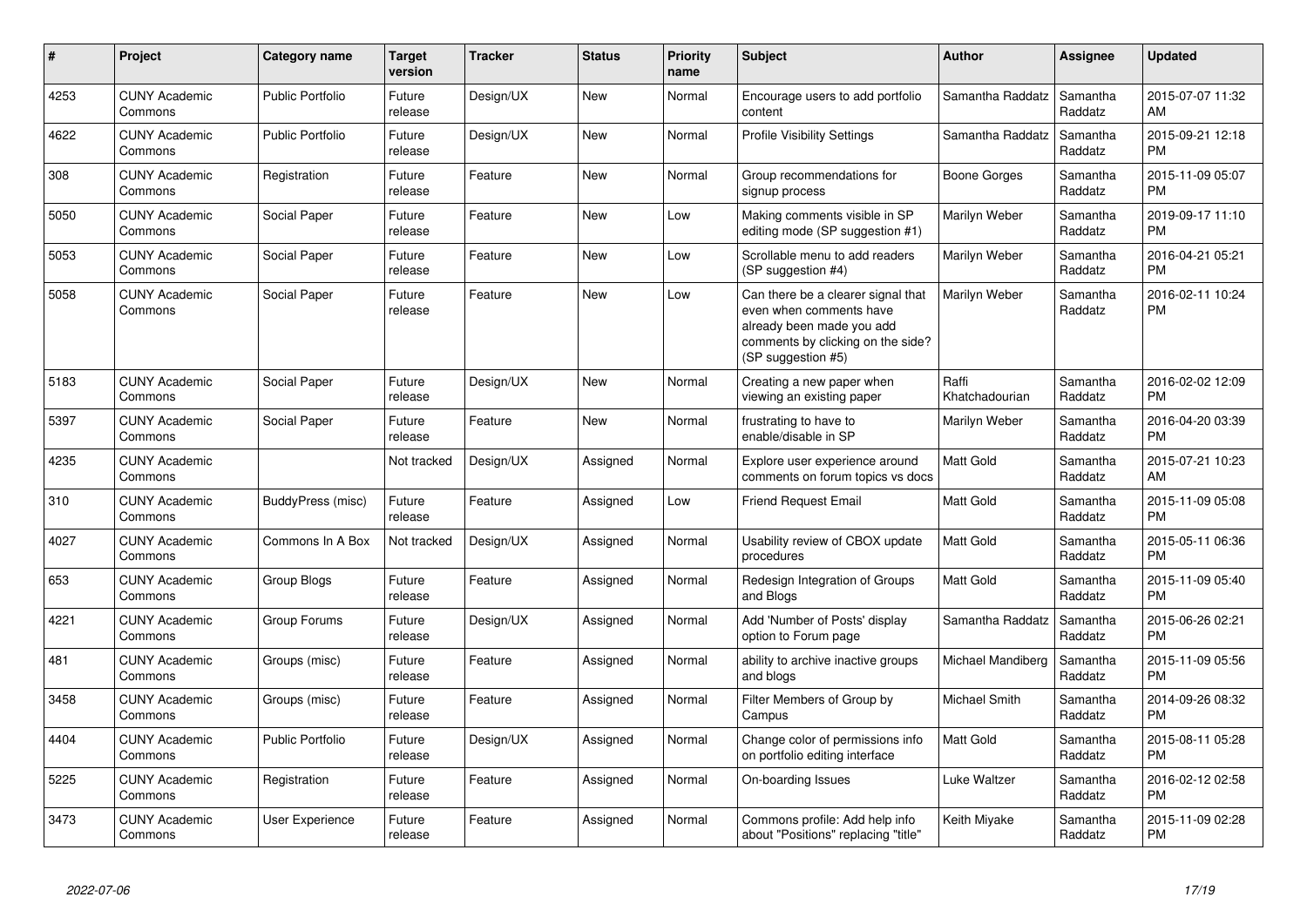| # | Project | Category name | Target version | Tracker | Status | Priority name | Subject | Author | Assignee | Updated |
|---|---|---|---|---|---|---|---|---|---|---|
| 4253 | CUNY Academic Commons | Public Portfolio | Future release | Design/UX | New | Normal | Encourage users to add portfolio content | Samantha Raddatz | Samantha Raddatz | 2015-07-07 11:32 AM |
| 4622 | CUNY Academic Commons | Public Portfolio | Future release | Design/UX | New | Normal | Profile Visibility Settings | Samantha Raddatz | Samantha Raddatz | 2015-09-21 12:18 PM |
| 308 | CUNY Academic Commons | Registration | Future release | Feature | New | Normal | Group recommendations for signup process | Boone Gorges | Samantha Raddatz | 2015-11-09 05:07 PM |
| 5050 | CUNY Academic Commons | Social Paper | Future release | Feature | New | Low | Making comments visible in SP editing mode (SP suggestion #1) | Marilyn Weber | Samantha Raddatz | 2019-09-17 11:10 PM |
| 5053 | CUNY Academic Commons | Social Paper | Future release | Feature | New | Low | Scrollable menu to add readers (SP suggestion #4) | Marilyn Weber | Samantha Raddatz | 2016-04-21 05:21 PM |
| 5058 | CUNY Academic Commons | Social Paper | Future release | Feature | New | Low | Can there be a clearer signal that even when comments have already been made you add comments by clicking on the side? (SP suggestion #5) | Marilyn Weber | Samantha Raddatz | 2016-02-11 10:24 PM |
| 5183 | CUNY Academic Commons | Social Paper | Future release | Design/UX | New | Normal | Creating a new paper when viewing an existing paper | Raffi Khatchadourian | Samantha Raddatz | 2016-02-02 12:09 PM |
| 5397 | CUNY Academic Commons | Social Paper | Future release | Feature | New | Normal | frustrating to have to enable/disable in SP | Marilyn Weber | Samantha Raddatz | 2016-04-20 03:39 PM |
| 4235 | CUNY Academic Commons | | Not tracked | Design/UX | Assigned | Normal | Explore user experience around comments on forum topics vs docs | Matt Gold | Samantha Raddatz | 2015-07-21 10:23 AM |
| 310 | CUNY Academic Commons | BuddyPress (misc) | Future release | Feature | Assigned | Low | Friend Request Email | Matt Gold | Samantha Raddatz | 2015-11-09 05:08 PM |
| 4027 | CUNY Academic Commons | Commons In A Box | Not tracked | Design/UX | Assigned | Normal | Usability review of CBOX update procedures | Matt Gold | Samantha Raddatz | 2015-05-11 06:36 PM |
| 653 | CUNY Academic Commons | Group Blogs | Future release | Feature | Assigned | Normal | Redesign Integration of Groups and Blogs | Matt Gold | Samantha Raddatz | 2015-11-09 05:40 PM |
| 4221 | CUNY Academic Commons | Group Forums | Future release | Design/UX | Assigned | Normal | Add 'Number of Posts' display option to Forum page | Samantha Raddatz | Samantha Raddatz | 2015-06-26 02:21 PM |
| 481 | CUNY Academic Commons | Groups (misc) | Future release | Feature | Assigned | Normal | ability to archive inactive groups and blogs | Michael Mandiberg | Samantha Raddatz | 2015-11-09 05:56 PM |
| 3458 | CUNY Academic Commons | Groups (misc) | Future release | Feature | Assigned | Normal | Filter Members of Group by Campus | Michael Smith | Samantha Raddatz | 2014-09-26 08:32 PM |
| 4404 | CUNY Academic Commons | Public Portfolio | Future release | Design/UX | Assigned | Normal | Change color of permissions info on portfolio editing interface | Matt Gold | Samantha Raddatz | 2015-08-11 05:28 PM |
| 5225 | CUNY Academic Commons | Registration | Future release | Feature | Assigned | Normal | On-boarding Issues | Luke Waltzer | Samantha Raddatz | 2016-02-12 02:58 PM |
| 3473 | CUNY Academic Commons | User Experience | Future release | Feature | Assigned | Normal | Commons profile: Add help info about "Positions" replacing "title" | Keith Miyake | Samantha Raddatz | 2015-11-09 02:28 PM |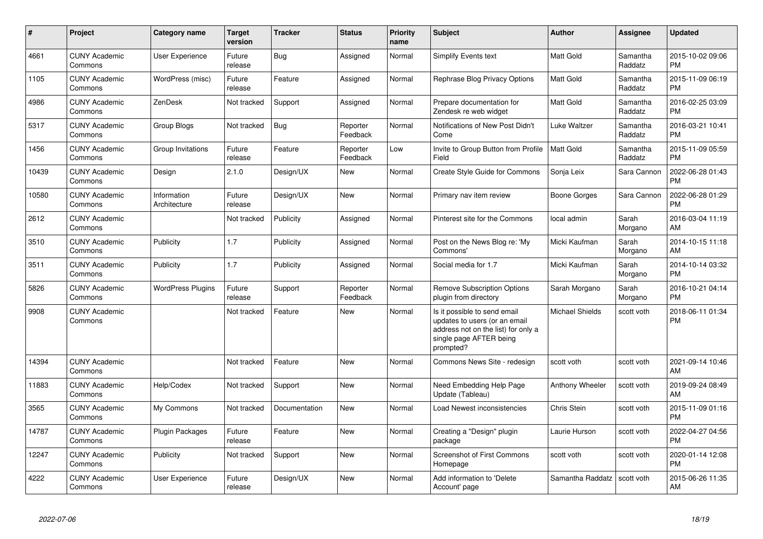| # | Project | Category name | Target version | Tracker | Status | Priority name | Subject | Author | Assignee | Updated |
|---|---|---|---|---|---|---|---|---|---|---|
| 4661 | CUNY Academic Commons | User Experience | Future release | Bug | Assigned | Normal | Simplify Events text | Matt Gold | Samantha Raddatz | 2015-10-02 09:06 PM |
| 1105 | CUNY Academic Commons | WordPress (misc) | Future release | Feature | Assigned | Normal | Rephrase Blog Privacy Options | Matt Gold | Samantha Raddatz | 2015-11-09 06:19 PM |
| 4986 | CUNY Academic Commons | ZenDesk | Not tracked | Support | Assigned | Normal | Prepare documentation for Zendesk re web widget | Matt Gold | Samantha Raddatz | 2016-02-25 03:09 PM |
| 5317 | CUNY Academic Commons | Group Blogs | Not tracked | Bug | Reporter Feedback | Normal | Notifications of New Post Didn't Come | Luke Waltzer | Samantha Raddatz | 2016-03-21 10:41 PM |
| 1456 | CUNY Academic Commons | Group Invitations | Future release | Feature | Reporter Feedback | Low | Invite to Group Button from Profile Field | Matt Gold | Samantha Raddatz | 2015-11-09 05:59 PM |
| 10439 | CUNY Academic Commons | Design | 2.1.0 | Design/UX | New | Normal | Create Style Guide for Commons | Sonja Leix | Sara Cannon | 2022-06-28 01:43 PM |
| 10580 | CUNY Academic Commons | Information Architecture | Future release | Design/UX | New | Normal | Primary nav item review | Boone Gorges | Sara Cannon | 2022-06-28 01:29 PM |
| 2612 | CUNY Academic Commons | | Not tracked | Publicity | Assigned | Normal | Pinterest site for the Commons | local admin | Sarah Morgano | 2016-03-04 11:19 AM |
| 3510 | CUNY Academic Commons | Publicity | 1.7 | Publicity | Assigned | Normal | Post on the News Blog re: 'My Commons' | Micki Kaufman | Sarah Morgano | 2014-10-15 11:18 AM |
| 3511 | CUNY Academic Commons | Publicity | 1.7 | Publicity | Assigned | Normal | Social media for 1.7 | Micki Kaufman | Sarah Morgano | 2014-10-14 03:32 PM |
| 5826 | CUNY Academic Commons | WordPress Plugins | Future release | Support | Reporter Feedback | Normal | Remove Subscription Options plugin from directory | Sarah Morgano | Sarah Morgano | 2016-10-21 04:14 PM |
| 9908 | CUNY Academic Commons | | Not tracked | Feature | New | Normal | Is it possible to send email updates to users (or an email address not on the list) for only a single page AFTER being prompted? | Michael Shields | scott voth | 2018-06-11 01:34 PM |
| 14394 | CUNY Academic Commons | | Not tracked | Feature | New | Normal | Commons News Site - redesign | scott voth | scott voth | 2021-09-14 10:46 AM |
| 11883 | CUNY Academic Commons | Help/Codex | Not tracked | Support | New | Normal | Need Embedding Help Page Update (Tableau) | Anthony Wheeler | scott voth | 2019-09-24 08:49 AM |
| 3565 | CUNY Academic Commons | My Commons | Not tracked | Documentation | New | Normal | Load Newest inconsistencies | Chris Stein | scott voth | 2015-11-09 01:16 PM |
| 14787 | CUNY Academic Commons | Plugin Packages | Future release | Feature | New | Normal | Creating a "Design" plugin package | Laurie Hurson | scott voth | 2022-04-27 04:56 PM |
| 12247 | CUNY Academic Commons | Publicity | Not tracked | Support | New | Normal | Screenshot of First Commons Homepage | scott voth | scott voth | 2020-01-14 12:08 PM |
| 4222 | CUNY Academic Commons | User Experience | Future release | Design/UX | New | Normal | Add information to 'Delete Account' page | Samantha Raddatz | scott voth | 2015-06-26 11:35 AM |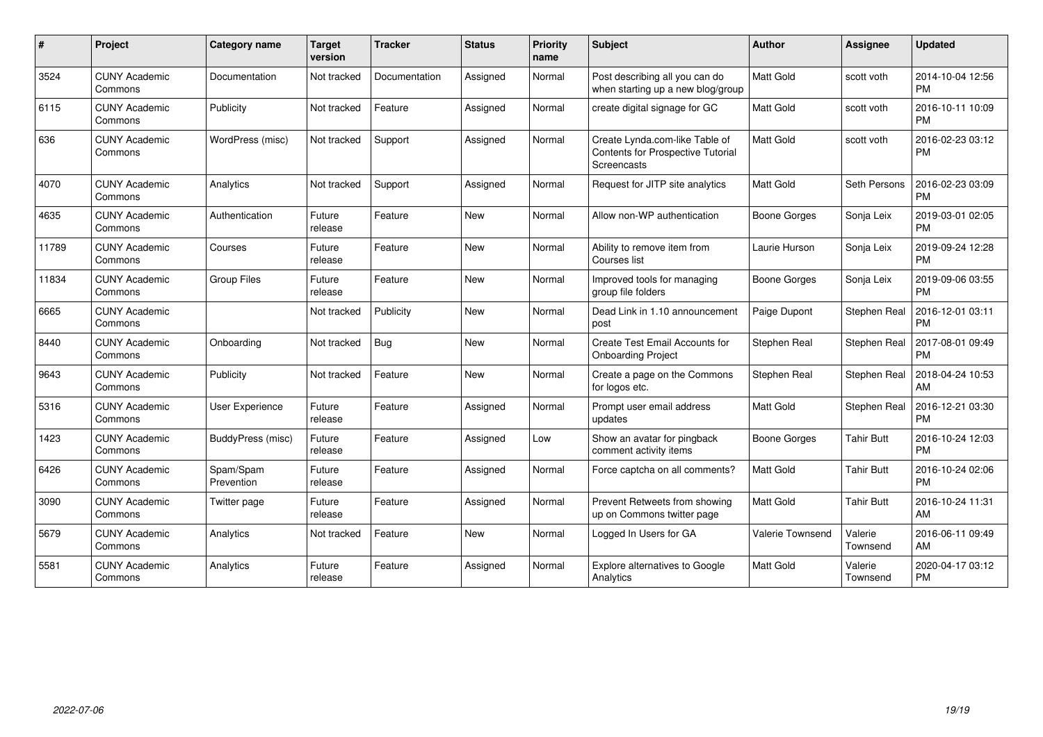| # | Project | Category name | Target version | Tracker | Status | Priority name | Subject | Author | Assignee | Updated |
|---|---|---|---|---|---|---|---|---|---|---|
| 3524 | CUNY Academic Commons | Documentation | Not tracked | Documentation | Assigned | Normal | Post describing all you can do when starting up a new blog/group | Matt Gold | scott voth | 2014-10-04 12:56 PM |
| 6115 | CUNY Academic Commons | Publicity | Not tracked | Feature | Assigned | Normal | create digital signage for GC | Matt Gold | scott voth | 2016-10-11 10:09 PM |
| 636 | CUNY Academic Commons | WordPress (misc) | Not tracked | Support | Assigned | Normal | Create Lynda.com-like Table of Contents for Prospective Tutorial Screencasts | Matt Gold | scott voth | 2016-02-23 03:12 PM |
| 4070 | CUNY Academic Commons | Analytics | Not tracked | Support | Assigned | Normal | Request for JITP site analytics | Matt Gold | Seth Persons | 2016-02-23 03:09 PM |
| 4635 | CUNY Academic Commons | Authentication | Future release | Feature | New | Normal | Allow non-WP authentication | Boone Gorges | Sonja Leix | 2019-03-01 02:05 PM |
| 11789 | CUNY Academic Commons | Courses | Future release | Feature | New | Normal | Ability to remove item from Courses list | Laurie Hurson | Sonja Leix | 2019-09-24 12:28 PM |
| 11834 | CUNY Academic Commons | Group Files | Future release | Feature | New | Normal | Improved tools for managing group file folders | Boone Gorges | Sonja Leix | 2019-09-06 03:55 PM |
| 6665 | CUNY Academic Commons | | Not tracked | Publicity | New | Normal | Dead Link in 1.10 announcement post | Paige Dupont | Stephen Real | 2016-12-01 03:11 PM |
| 8440 | CUNY Academic Commons | Onboarding | Not tracked | Bug | New | Normal | Create Test Email Accounts for Onboarding Project | Stephen Real | Stephen Real | 2017-08-01 09:49 PM |
| 9643 | CUNY Academic Commons | Publicity | Not tracked | Feature | New | Normal | Create a page on the Commons for logos etc. | Stephen Real | Stephen Real | 2018-04-24 10:53 AM |
| 5316 | CUNY Academic Commons | User Experience | Future release | Feature | Assigned | Normal | Prompt user email address updates | Matt Gold | Stephen Real | 2016-12-21 03:30 PM |
| 1423 | CUNY Academic Commons | BuddyPress (misc) | Future release | Feature | Assigned | Low | Show an avatar for pingback comment activity items | Boone Gorges | Tahir Butt | 2016-10-24 12:03 PM |
| 6426 | CUNY Academic Commons | Spam/Spam Prevention | Future release | Feature | Assigned | Normal | Force captcha on all comments? | Matt Gold | Tahir Butt | 2016-10-24 02:06 PM |
| 3090 | CUNY Academic Commons | Twitter page | Future release | Feature | Assigned | Normal | Prevent Retweets from showing up on Commons twitter page | Matt Gold | Tahir Butt | 2016-10-24 11:31 AM |
| 5679 | CUNY Academic Commons | Analytics | Not tracked | Feature | New | Normal | Logged In Users for GA | Valerie Townsend | Valerie Townsend | 2016-06-11 09:49 AM |
| 5581 | CUNY Academic Commons | Analytics | Future release | Feature | Assigned | Normal | Explore alternatives to Google Analytics | Matt Gold | Valerie Townsend | 2020-04-17 03:12 PM |